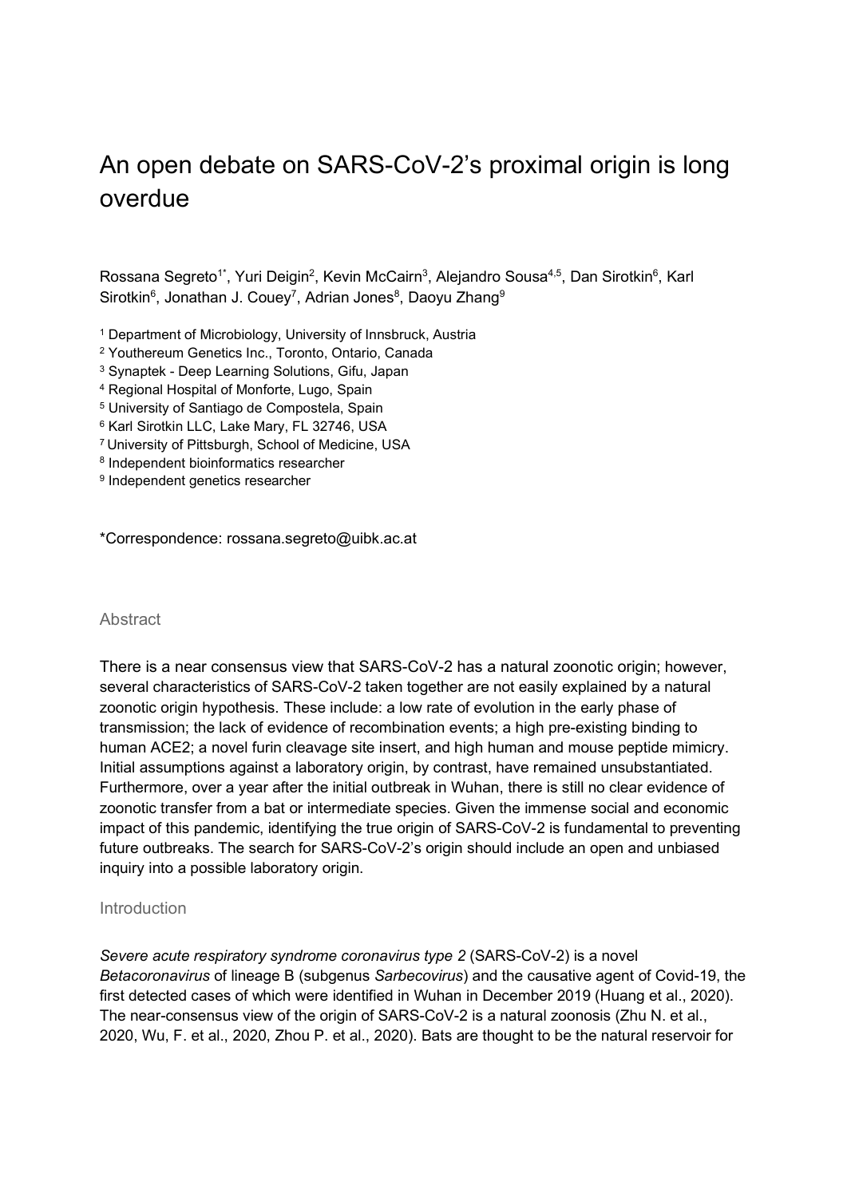# An open debate on SARS-CoV-2's proximal origin is long overdue

Rossana Segreto[1*], Yuri Deigin[2], Kevin McCairn[3], Alejandro Sousa[4,5], Dan Sirotkin[6], Karl Sirotkin[6], Jonathan J. Couey[7], Adrian Jones[8], Daoyu Zhang[9]

[1] Department of Microbiology, University of Innsbruck, Austria
[2] Youthereum Genetics Inc., Toronto, Ontario, Canada
[3] Synaptek - Deep Learning Solutions, Gifu, Japan
[4] Regional Hospital of Monforte, Lugo, Spain
[5] University of Santiago de Compostela, Spain
[6] Karl Sirotkin LLC, Lake Mary, FL 32746, USA
[7] University of Pittsburgh, School of Medicine, USA
[8] Independent bioinformatics researcher
[9] Independent genetics researcher

*Correspondence: rossana.segreto@uibk.ac.at

## Abstract

There is a near consensus view that SARS-CoV-2 has a natural zoonotic origin; however, several characteristics of SARS-CoV-2 taken together are not easily explained by a natural zoonotic origin hypothesis. These include: a low rate of evolution in the early phase of transmission; the lack of evidence of recombination events; a high pre-existing binding to human ACE2; a novel furin cleavage site insert, and high human and mouse peptide mimicry. Initial assumptions against a laboratory origin, by contrast, have remained unsubstantiated. Furthermore, over a year after the initial outbreak in Wuhan, there is still no clear evidence of zoonotic transfer from a bat or intermediate species. Given the immense social and economic impact of this pandemic, identifying the true origin of SARS-CoV-2 is fundamental to preventing future outbreaks. The search for SARS-CoV-2's origin should include an open and unbiased inquiry into a possible laboratory origin.

## Introduction

*Severe acute respiratory syndrome coronavirus type 2* (SARS-CoV-2) is a novel *Betacoronavirus* of lineage B (subgenus *Sarbecovirus*) and the causative agent of Covid-19, the first detected cases of which were identified in Wuhan in December 2019 (Huang et al., 2020). The near-consensus view of the origin of SARS-CoV-2 is a natural zoonosis (Zhu N. et al., 2020, Wu, F. et al., 2020, Zhou P. et al., 2020). Bats are thought to be the natural reservoir for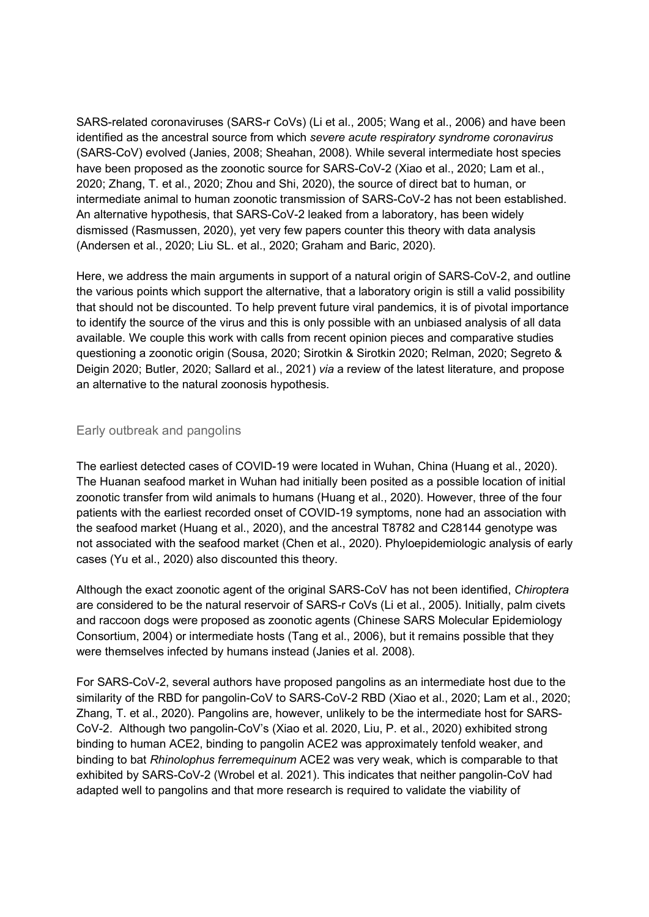SARS-related coronaviruses (SARS-r CoVs) (Li et al., 2005; Wang et al., 2006) and have been identified as the ancestral source from which *severe acute respiratory syndrome coronavirus* (SARS-CoV) evolved (Janies, 2008; Sheahan, 2008). While several intermediate host species have been proposed as the zoonotic source for SARS-CoV-2 (Xiao et al., 2020; Lam et al., 2020; Zhang, T. et al., 2020; Zhou and Shi, 2020), the source of direct bat to human, or intermediate animal to human zoonotic transmission of SARS-CoV-2 has not been established. An alternative hypothesis, that SARS-CoV-2 leaked from a laboratory, has been widely dismissed (Rasmussen, 2020), yet very few papers counter this theory with data analysis (Andersen et al., 2020; Liu SL. et al., 2020; Graham and Baric, 2020).

Here, we address the main arguments in support of a natural origin of SARS-CoV-2, and outline the various points which support the alternative, that a laboratory origin is still a valid possibility that should not be discounted. To help prevent future viral pandemics, it is of pivotal importance to identify the source of the virus and this is only possible with an unbiased analysis of all data available. We couple this work with calls from recent opinion pieces and comparative studies questioning a zoonotic origin (Sousa, 2020; Sirotkin & Sirotkin 2020; Relman, 2020; Segreto & Deigin 2020; Butler, 2020; Sallard et al., 2021) *via* a review of the latest literature, and propose an alternative to the natural zoonosis hypothesis.

## Early outbreak and pangolins

The earliest detected cases of COVID-19 were located in Wuhan, China (Huang et al., 2020). The Huanan seafood market in Wuhan had initially been posited as a possible location of initial zoonotic transfer from wild animals to humans (Huang et al., 2020). However, three of the four patients with the earliest recorded onset of COVID-19 symptoms, none had an association with the seafood market (Huang et al., 2020), and the ancestral T8782 and C28144 genotype was not associated with the seafood market (Chen et al., 2020). Phyloepidemiologic analysis of early cases (Yu et al., 2020) also discounted this theory.

Although the exact zoonotic agent of the original SARS-CoV has not been identified, *Chiroptera* are considered to be the natural reservoir of SARS-r CoVs (Li et al., 2005). Initially, palm civets and raccoon dogs were proposed as zoonotic agents (Chinese SARS Molecular Epidemiology Consortium, 2004) or intermediate hosts (Tang et al., 2006), but it remains possible that they were themselves infected by humans instead (Janies et al. 2008).

For SARS-CoV-2, several authors have proposed pangolins as an intermediate host due to the similarity of the RBD for pangolin-CoV to SARS-CoV-2 RBD (Xiao et al., 2020; Lam et al., 2020; Zhang, T. et al., 2020). Pangolins are, however, unlikely to be the intermediate host for SARS-CoV-2. Although two pangolin-CoV's (Xiao et al. 2020, Liu, P. et al., 2020) exhibited strong binding to human ACE2, binding to pangolin ACE2 was approximately tenfold weaker, and binding to bat *Rhinolophus ferremequinum* ACE2 was very weak, which is comparable to that exhibited by SARS-CoV-2 (Wrobel et al. 2021). This indicates that neither pangolin-CoV had adapted well to pangolins and that more research is required to validate the viability of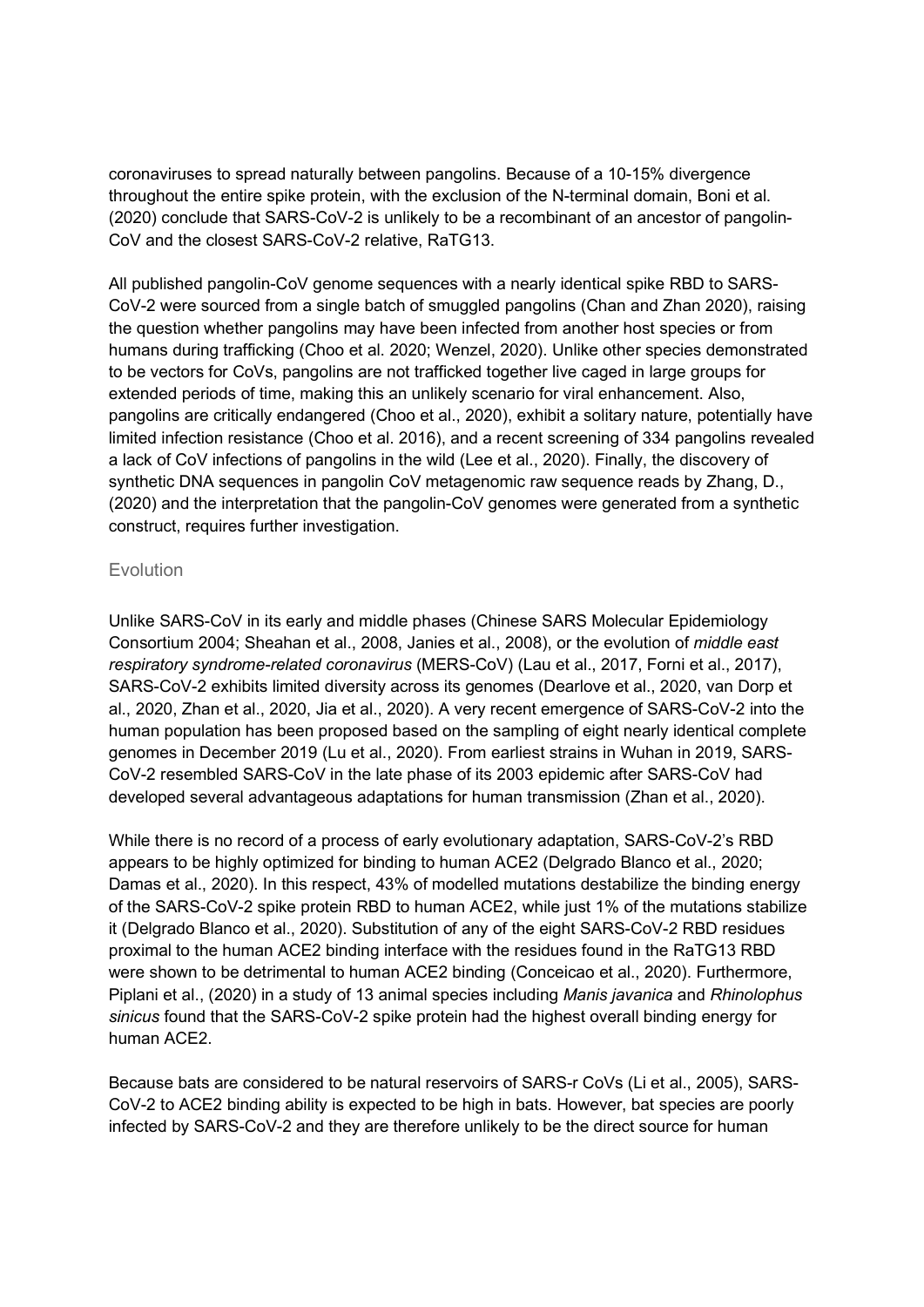coronaviruses to spread naturally between pangolins. Because of a 10-15% divergence throughout the entire spike protein, with the exclusion of the N-terminal domain, Boni et al. (2020) conclude that SARS-CoV-2 is unlikely to be a recombinant of an ancestor of pangolin-CoV and the closest SARS-CoV-2 relative, RaTG13.

All published pangolin-CoV genome sequences with a nearly identical spike RBD to SARS-CoV-2 were sourced from a single batch of smuggled pangolins (Chan and Zhan 2020), raising the question whether pangolins may have been infected from another host species or from humans during trafficking (Choo et al. 2020; Wenzel, 2020). Unlike other species demonstrated to be vectors for CoVs, pangolins are not trafficked together live caged in large groups for extended periods of time, making this an unlikely scenario for viral enhancement. Also, pangolins are critically endangered (Choo et al., 2020), exhibit a solitary nature, potentially have limited infection resistance (Choo et al. 2016), and a recent screening of 334 pangolins revealed a lack of CoV infections of pangolins in the wild (Lee et al., 2020). Finally, the discovery of synthetic DNA sequences in pangolin CoV metagenomic raw sequence reads by Zhang, D., (2020) and the interpretation that the pangolin-CoV genomes were generated from a synthetic construct, requires further investigation.

## Evolution

Unlike SARS-CoV in its early and middle phases (Chinese SARS Molecular Epidemiology Consortium 2004; Sheahan et al., 2008, Janies et al., 2008), or the evolution of *middle east respiratory syndrome-related coronavirus* (MERS-CoV) (Lau et al., 2017, Forni et al., 2017), SARS-CoV-2 exhibits limited diversity across its genomes (Dearlove et al., 2020, van Dorp et al., 2020, Zhan et al., 2020, Jia et al., 2020). A very recent emergence of SARS-CoV-2 into the human population has been proposed based on the sampling of eight nearly identical complete genomes in December 2019 (Lu et al., 2020). From earliest strains in Wuhan in 2019, SARS-CoV-2 resembled SARS-CoV in the late phase of its 2003 epidemic after SARS-CoV had developed several advantageous adaptations for human transmission (Zhan et al., 2020).

While there is no record of a process of early evolutionary adaptation, SARS-CoV-2's RBD appears to be highly optimized for binding to human ACE2 (Delgrado Blanco et al., 2020; Damas et al., 2020). In this respect, 43% of modelled mutations destabilize the binding energy of the SARS-CoV-2 spike protein RBD to human ACE2, while just 1% of the mutations stabilize it (Delgrado Blanco et al., 2020). Substitution of any of the eight SARS-CoV-2 RBD residues proximal to the human ACE2 binding interface with the residues found in the RaTG13 RBD were shown to be detrimental to human ACE2 binding (Conceicao et al., 2020). Furthermore, Piplani et al., (2020) in a study of 13 animal species including *Manis javanica* and *Rhinolophus sinicus* found that the SARS-CoV-2 spike protein had the highest overall binding energy for human ACE2.

Because bats are considered to be natural reservoirs of SARS-r CoVs (Li et al., 2005), SARS-CoV-2 to ACE2 binding ability is expected to be high in bats. However, bat species are poorly infected by SARS-CoV-2 and they are therefore unlikely to be the direct source for human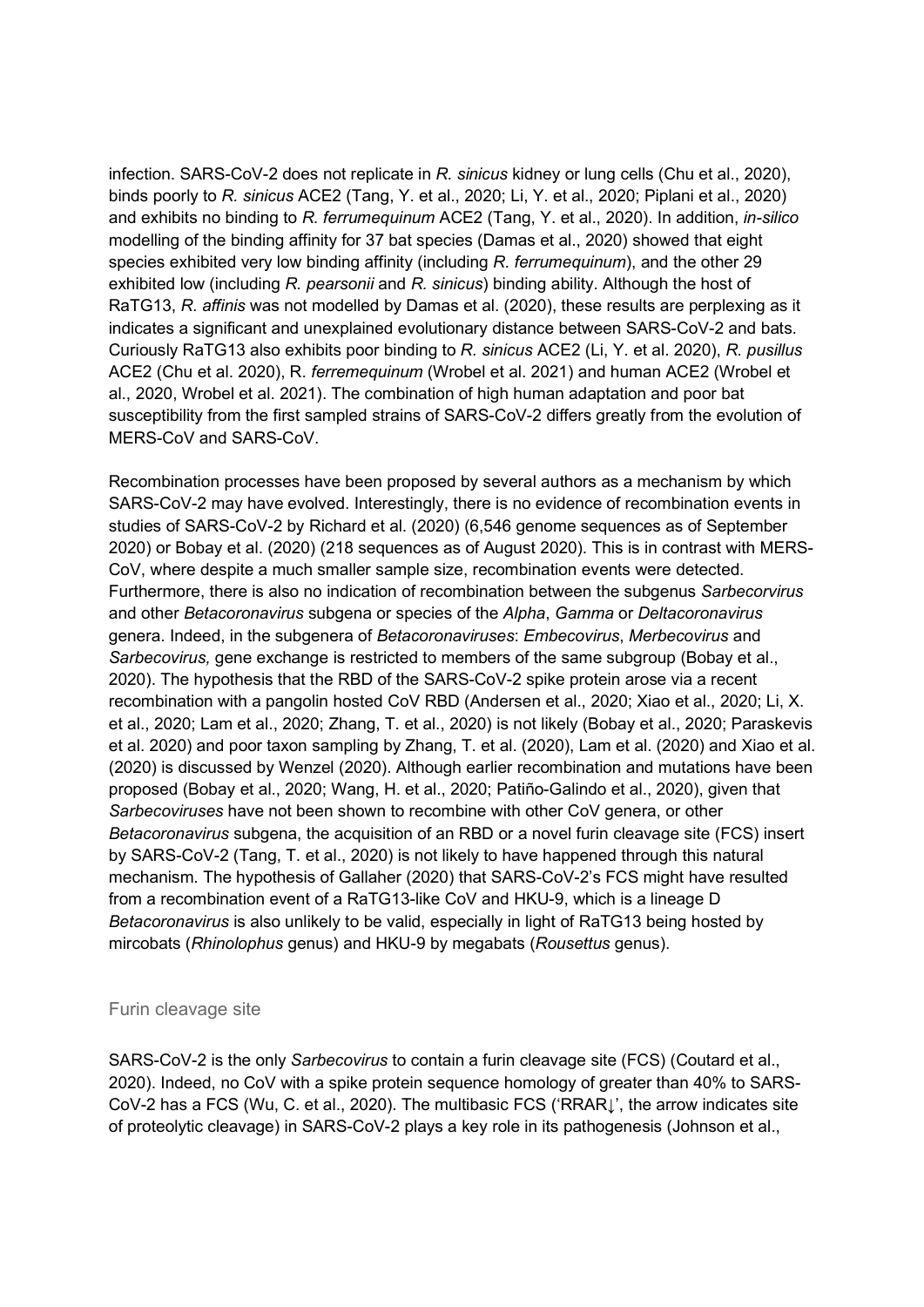infection. SARS-CoV-2 does not replicate in *R. sinicus* kidney or lung cells (Chu et al., 2020), binds poorly to *R. sinicus* ACE2 (Tang, Y. et al., 2020; Li, Y. et al., 2020; Piplani et al., 2020) and exhibits no binding to *R. ferrumequinum* ACE2 (Tang, Y. et al., 2020). In addition, *in-silico* modelling of the binding affinity for 37 bat species (Damas et al., 2020) showed that eight species exhibited very low binding affinity (including *R. ferrumequinum*), and the other 29 exhibited low (including *R. pearsonii* and *R. sinicus*) binding ability. Although the host of RaTG13, *R. affinis* was not modelled by Damas et al. (2020), these results are perplexing as it indicates a significant and unexplained evolutionary distance between SARS-CoV-2 and bats. Curiously RaTG13 also exhibits poor binding to *R. sinicus* ACE2 (Li, Y. et al. 2020), *R. pusillus* ACE2 (Chu et al. 2020), R. *ferremequinum* (Wrobel et al. 2021) and human ACE2 (Wrobel et al., 2020, Wrobel et al. 2021). The combination of high human adaptation and poor bat susceptibility from the first sampled strains of SARS-CoV-2 differs greatly from the evolution of MERS-CoV and SARS-CoV.

Recombination processes have been proposed by several authors as a mechanism by which SARS-CoV-2 may have evolved. Interestingly, there is no evidence of recombination events in studies of SARS-CoV-2 by Richard et al. (2020) (6,546 genome sequences as of September 2020) or Bobay et al. (2020) (218 sequences as of August 2020). This is in contrast with MERS-CoV, where despite a much smaller sample size, recombination events were detected. Furthermore, there is also no indication of recombination between the subgenus *Sarbecorvirus* and other *Betacoronavirus* subgenera or species of the *Alpha*, *Gamma* or *Deltacoronavirus* genera. Indeed, in the subgenera of *Betacoronaviruses*: *Embecovirus*, *Merbecovirus* and *Sarbecovirus,* gene exchange is restricted to members of the same subgroup (Bobay et al., 2020). The hypothesis that the RBD of the SARS-CoV-2 spike protein arose via a recent recombination with a pangolin hosted CoV RBD (Andersen et al., 2020; Xiao et al., 2020; Li, X. et al., 2020; Lam et al., 2020; Zhang, T. et al., 2020) is not likely (Bobay et al., 2020; Paraskevis et al. 2020) and poor taxon sampling by Zhang, T. et al. (2020), Lam et al. (2020) and Xiao et al. (2020) is discussed by Wenzel (2020). Although earlier recombination and mutations have been proposed (Bobay et al., 2020; Wang, H. et al., 2020; Patiño-Galindo et al., 2020), given that *Sarbecoviruses* have not been shown to recombine with other CoV genera, or other *Betacoronavirus* subgena, the acquisition of an RBD or a novel furin cleavage site (FCS) insert by SARS-CoV-2 (Tang, T. et al., 2020) is not likely to have happened through this natural mechanism. The hypothesis of Gallaher (2020) that SARS-CoV-2's FCS might have resulted from a recombination event of a RaTG13-like CoV and HKU-9, which is a lineage D *Betacoronavirus* is also unlikely to be valid, especially in light of RaTG13 being hosted by mircobats (*Rhinolophus* genus) and HKU-9 by megabats (*Rousettus* genus).

## Furin cleavage site

SARS-CoV-2 is the only *Sarbecovirus* to contain a furin cleavage site (FCS) (Coutard et al., 2020). Indeed, no CoV with a spike protein sequence homology of greater than 40% to SARS-CoV-2 has a FCS (Wu, C. et al., 2020). The multibasic FCS ('RRAR↓', the arrow indicates site of proteolytic cleavage) in SARS-CoV-2 plays a key role in its pathogenesis (Johnson et al.,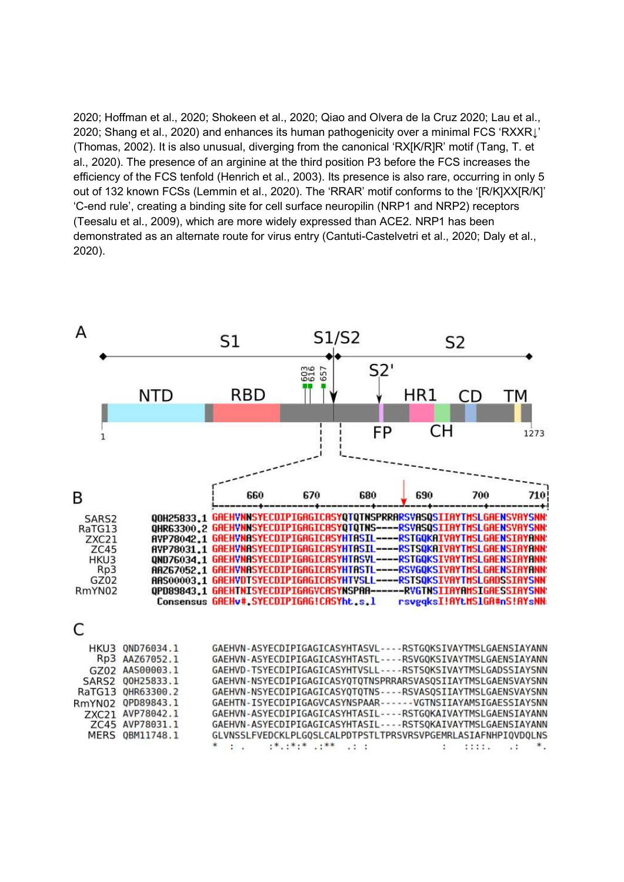2020; Hoffman et al., 2020; Shokeen et al., 2020; Qiao and Olvera de la Cruz 2020; Lau et al., 2020; Shang et al., 2020) and enhances its human pathogenicity over a minimal FCS ‘RXXR↓’ (Thomas, 2002). It is also unusual, diverging from the canonical ‘RX[K/R]R’ motif (Tang, T. et al., 2020). The presence of an arginine at the third position P3 before the FCS increases the efficiency of the FCS tenfold (Henrich et al., 2003). Its presence is also rare, occurring in only 5 out of 132 known FCSs (Lemmin et al., 2020). The ‘RRAR’ motif conforms to the ‘[R/K]XX[R/K]’ ‘C-end rule’, creating a binding site for cell surface neuropilin (NRP1 and NRP2) receptors (Teesalu et al., 2009), which are more widely expressed than ACE2. NRP1 has been demonstrated as an alternate route for virus entry (Cantuti-Castelvetri et al., 2020; Daly et al., 2020).

A

S1

S1/S2

S2

S2'

603 616 657

NTD

RBD

HR1

CD

TM

FP

CH

1

1273

B

660 670 680 690 700 710

SARS2 QOH25833.1 GAEHVNNSYECDIPIGAGICASYQTQTNSPRRARSVASQSIIAYTMSLGAENSVAYSNN

RaTG13 QHR63300.2 GAEHVNNSYECDIPIGAGICASYQTQTNS----RSVASQSIIAYTMSLGAENSVAYSNN

ZXC21 AVP78042.1 GAEHVNASYECDIPIGAGICASYHTASIL----RSTGQKAIVAYTMSLGAENSIAYANN

ZC45 AVP78031.1 GAEHVNASYECDIPIGAGICASYHTASIL----RSTSQKAIVAYTMSLGAENSIAYANN

HKU3 QND76034.1 GAEHVNASYECDIPIGAGICASYHTASVL----RSTGQKSIVAYTMSLGAENSIAYANN

Rp3 AAZ67052.1 GAEHVNASYECDIPIGAGICASYHTASTL----RSVGQKSIVAYTMSLGAENSIAYANN

GZ02 AAS00003.1 GAEHVDTSYECDIPIGAGICASYHTVSLL----RSTSQKSIVAYTMSLGADSSIAYSNN

RmYN02 QPD89843.1 GAEHTNISYECDIPIGAGVCASYNSPAA------RVGTNSIIAYAMSIGAESSIAYSNN

Consensus GAEHv#.SYECDIPIGAG!CASYht.s.l rsvgqksI!AYtMSlGA#nS!AYsNN

C

HKU3 QND76034.1 GAEHVN-ASYECDIPIGAGICASYHTASVL----RSTGQKSIVAYTMSLGAENSIAYANN

Rp3 AAZ67052.1 GAEHVN-ASYECDIPIGAGICASYHTASTL----RSVGQKSIVAYTMSLGAENSIAYANN

GZ02 AAS00003.1 GAEHVD-TSYECDIPIGAGICASYHTVSLL----RSTSQKSIVAYTMSLGADSSIAYSNN

SARS2 QOH25833.1 GAEHVN-NSYECDIPIGAGICASYQTQTNSPRRARSVASQSIIAYTMSLGAENSVAYSNN

RaTG13 QHR63300.2 GAEHVN-NSYECDIPIGAGICASYQTQTNS----RSVASQSIIAYTMSLGAENSVAYSNN

RmYN02 QPD89843.1 GAEHTN-ISYECDIPIGAGVCASYNSPAAR------VGTNSIIAYAMSIGAESSIAYSNN

ZXC21 AVP78042.1 GAEHVN-ASYECDIPIGAGICASYHTASIL----RSTGQKAIVAYTMSLGAENSIAYANN

ZC45 AVP78031.1 GAEHVN-ASYECDIPIGAGICASYHTASIL----RSTSQKAIVAYTMSLGAENSIAYANN

MERS QBM11748.1 GLVNSSLFVEDCKLPLGQSLCALPDTPSTLTPRSVRSVPGEMRLASIAFNHPIQVDQLNS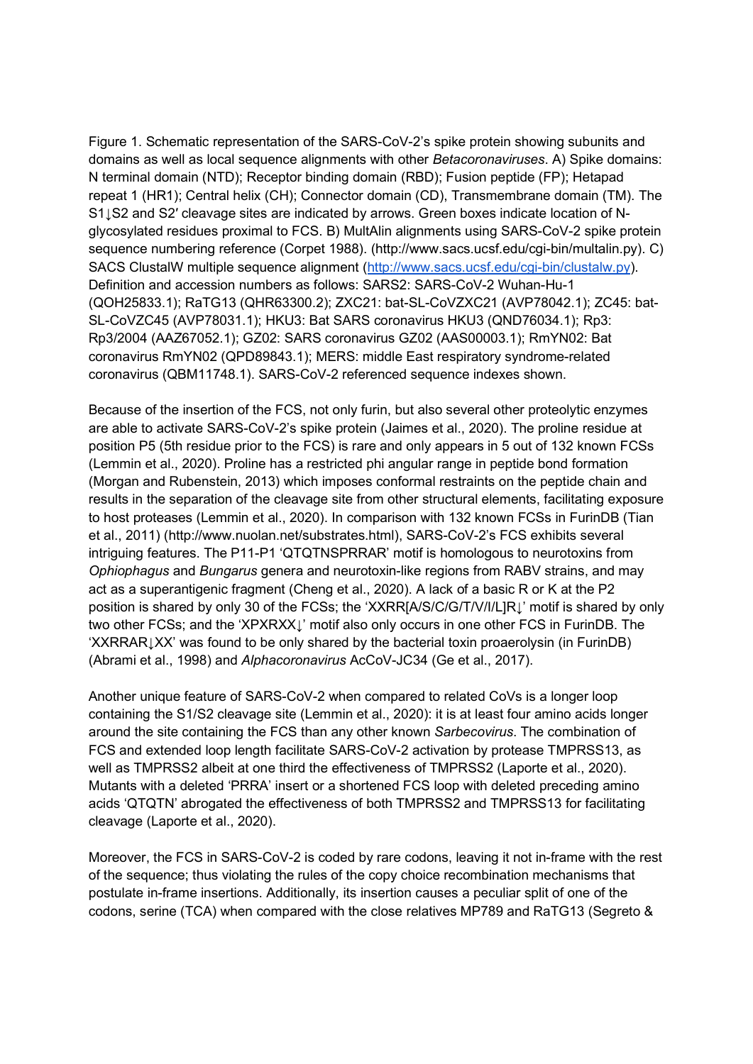Figure 1. Schematic representation of the SARS-CoV-2's spike protein showing subunits and domains as well as local sequence alignments with other *Betacoronaviruses*. A) Spike domains: N terminal domain (NTD); Receptor binding domain (RBD); Fusion peptide (FP); Hetapad repeat 1 (HR1); Central helix (CH); Connector domain (CD), Transmembrane domain (TM). The S1↓S2 and S2′ cleavage sites are indicated by arrows. Green boxes indicate location of N-glycosylated residues proximal to FCS. B) MultAlin alignments using SARS-CoV-2 spike protein sequence numbering reference (Corpet 1988). (http://www.sacs.ucsf.edu/cgi-bin/multalin.py). C) SACS ClustalW multiple sequence alignment (http://www.sacs.ucsf.edu/cgi-bin/clustalw.py). Definition and accession numbers as follows: SARS2: SARS-CoV-2 Wuhan-Hu-1 (QOH25833.1); RaTG13 (QHR63300.2); ZXC21: bat-SL-CoVZXC21 (AVP78042.1); ZC45: bat-SL-CoVZC45 (AVP78031.1); HKU3: Bat SARS coronavirus HKU3 (QND76034.1); Rp3: Rp3/2004 (AAZ67052.1); GZ02: SARS coronavirus GZ02 (AAS00003.1); RmYN02: Bat coronavirus RmYN02 (QPD89843.1); MERS: middle East respiratory syndrome-related coronavirus (QBM11748.1). SARS-CoV-2 referenced sequence indexes shown.

Because of the insertion of the FCS, not only furin, but also several other proteolytic enzymes are able to activate SARS-CoV-2's spike protein (Jaimes et al., 2020). The proline residue at position P5 (5th residue prior to the FCS) is rare and only appears in 5 out of 132 known FCSs (Lemmin et al., 2020). Proline has a restricted phi angular range in peptide bond formation (Morgan and Rubenstein, 2013) which imposes conformal restraints on the peptide chain and results in the separation of the cleavage site from other structural elements, facilitating exposure to host proteases (Lemmin et al., 2020). In comparison with 132 known FCSs in FurinDB (Tian et al., 2011) (http://www.nuolan.net/substrates.html), SARS-CoV-2's FCS exhibits several intriguing features. The P11-P1 'QTQTNSPRRAR' motif is homologous to neurotoxins from *Ophiophagus* and *Bungarus* genera and neurotoxin-like regions from RABV strains, and may act as a superantigenic fragment (Cheng et al., 2020). A lack of a basic R or K at the P2 position is shared by only 30 of the FCSs; the 'XXRR[A/S/C/G/T/V/I/L]R↓' motif is shared by only two other FCSs; and the 'XPXRXX↓' motif also only occurs in one other FCS in FurinDB. The 'XXRRAR↓XX' was found to be only shared by the bacterial toxin proaerolysin (in FurinDB) (Abrami et al., 1998) and *Alphacoronavirus* AcCoV-JC34 (Ge et al., 2017).

Another unique feature of SARS-CoV-2 when compared to related CoVs is a longer loop containing the S1/S2 cleavage site (Lemmin et al., 2020): it is at least four amino acids longer around the site containing the FCS than any other known *Sarbecovirus*. The combination of FCS and extended loop length facilitate SARS-CoV-2 activation by protease TMPRSS13, as well as TMPRSS2 albeit at one third the effectiveness of TMPRSS2 (Laporte et al., 2020). Mutants with a deleted 'PRRA' insert or a shortened FCS loop with deleted preceding amino acids 'QTQTN' abrogated the effectiveness of both TMPRSS2 and TMPRSS13 for facilitating cleavage (Laporte et al., 2020).

Moreover, the FCS in SARS-CoV-2 is coded by rare codons, leaving it not in-frame with the rest of the sequence; thus violating the rules of the copy choice recombination mechanisms that postulate in-frame insertions. Additionally, its insertion causes a peculiar split of one of the codons, serine (TCA) when compared with the close relatives MP789 and RaTG13 (Segreto &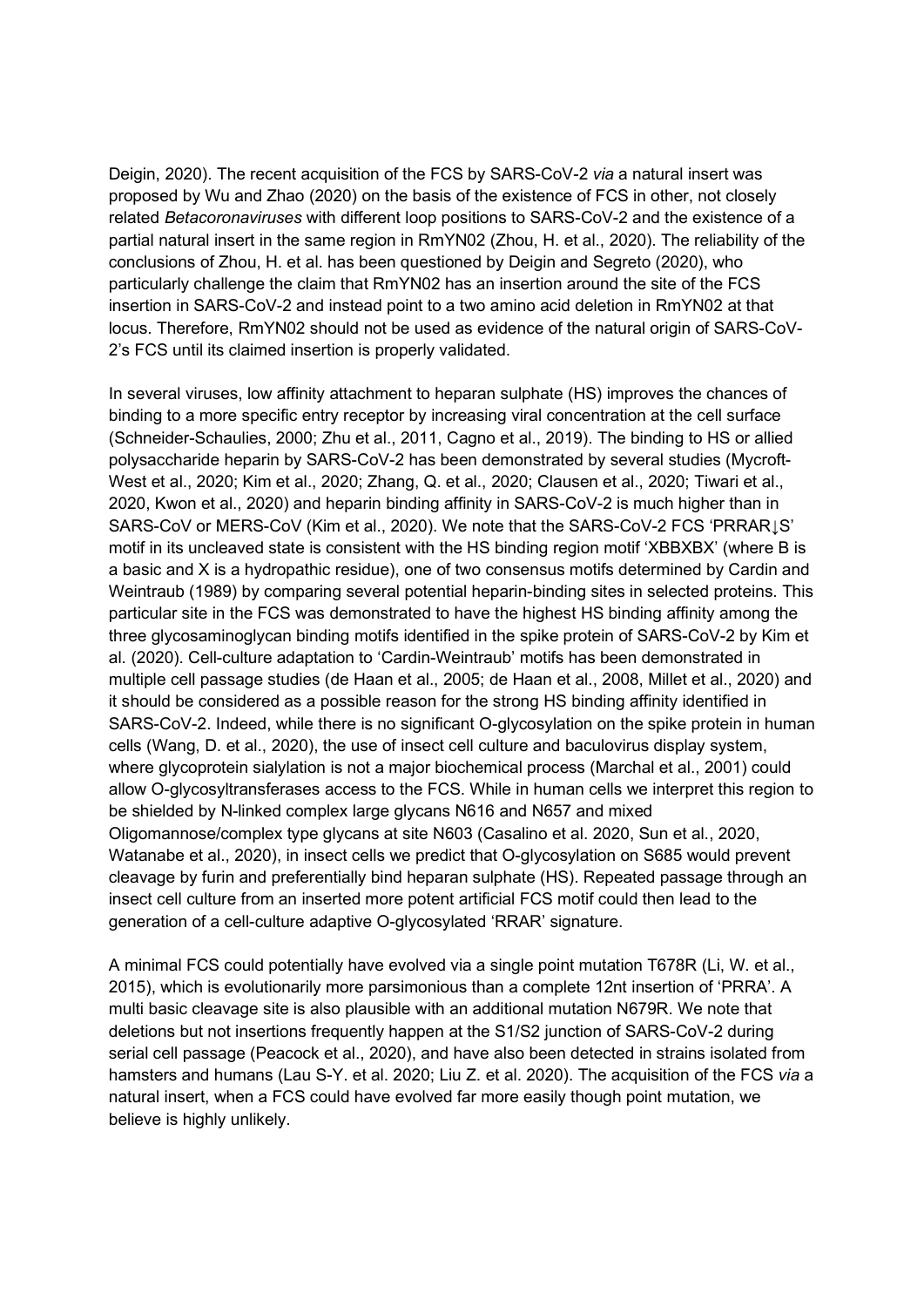Deigin, 2020). The recent acquisition of the FCS by SARS-CoV-2 *via* a natural insert was proposed by Wu and Zhao (2020) on the basis of the existence of FCS in other, not closely related *Betacoronaviruses* with different loop positions to SARS-CoV-2 and the existence of a partial natural insert in the same region in RmYN02 (Zhou, H. et al., 2020). The reliability of the conclusions of Zhou, H. et al. has been questioned by Deigin and Segreto (2020), who particularly challenge the claim that RmYN02 has an insertion around the site of the FCS insertion in SARS-CoV-2 and instead point to a two amino acid deletion in RmYN02 at that locus. Therefore, RmYN02 should not be used as evidence of the natural origin of SARS-CoV-2's FCS until its claimed insertion is properly validated.

In several viruses, low affinity attachment to heparan sulphate (HS) improves the chances of binding to a more specific entry receptor by increasing viral concentration at the cell surface (Schneider-Schaulies, 2000; Zhu et al., 2011, Cagno et al., 2019). The binding to HS or allied polysaccharide heparin by SARS-CoV-2 has been demonstrated by several studies (Mycroft-West et al., 2020; Kim et al., 2020; Zhang, Q. et al., 2020; Clausen et al., 2020; Tiwari et al., 2020, Kwon et al., 2020) and heparin binding affinity in SARS-CoV-2 is much higher than in SARS-CoV or MERS-CoV (Kim et al., 2020). We note that the SARS-CoV-2 FCS 'PRRAR↓S' motif in its uncleaved state is consistent with the HS binding region motif 'XBBXBX' (where B is a basic and X is a hydropathic residue), one of two consensus motifs determined by Cardin and Weintraub (1989) by comparing several potential heparin-binding sites in selected proteins. This particular site in the FCS was demonstrated to have the highest HS binding affinity among the three glycosaminoglycan binding motifs identified in the spike protein of SARS-CoV-2 by Kim et al. (2020). Cell-culture adaptation to 'Cardin-Weintraub' motifs has been demonstrated in multiple cell passage studies (de Haan et al., 2005; de Haan et al., 2008, Millet et al., 2020) and it should be considered as a possible reason for the strong HS binding affinity identified in SARS-CoV-2. Indeed, while there is no significant O-glycosylation on the spike protein in human cells (Wang, D. et al., 2020), the use of insect cell culture and baculovirus display system, where glycoprotein sialylation is not a major biochemical process (Marchal et al., 2001) could allow O-glycosyltransferases access to the FCS. While in human cells we interpret this region to be shielded by N-linked complex large glycans N616 and N657 and mixed Oligomannose/complex type glycans at site N603 (Casalino et al. 2020, Sun et al., 2020, Watanabe et al., 2020), in insect cells we predict that O-glycosylation on S685 would prevent cleavage by furin and preferentially bind heparan sulphate (HS). Repeated passage through an insect cell culture from an inserted more potent artificial FCS motif could then lead to the generation of a cell-culture adaptive O-glycosylated 'RRAR' signature.

A minimal FCS could potentially have evolved via a single point mutation T678R (Li, W. et al., 2015), which is evolutionarily more parsimonious than a complete 12nt insertion of 'PRRA'. A multi basic cleavage site is also plausible with an additional mutation N679R. We note that deletions but not insertions frequently happen at the S1/S2 junction of SARS-CoV-2 during serial cell passage (Peacock et al., 2020), and have also been detected in strains isolated from hamsters and humans (Lau S-Y. et al. 2020; Liu Z. et al. 2020). The acquisition of the FCS *via* a natural insert, when a FCS could have evolved far more easily though point mutation, we believe is highly unlikely.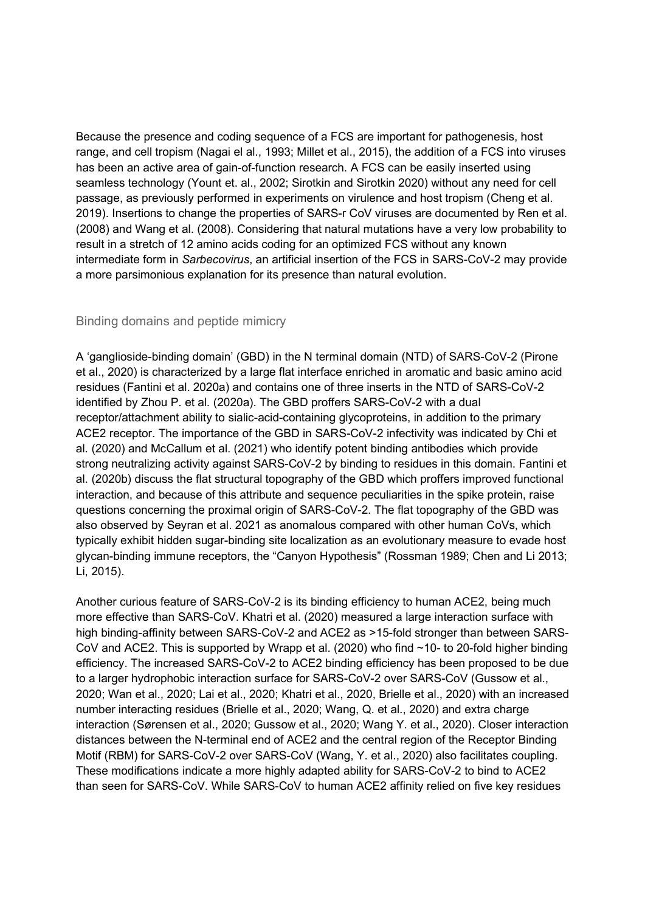Because the presence and coding sequence of a FCS are important for pathogenesis, host range, and cell tropism (Nagai el al., 1993; Millet et al., 2015), the addition of a FCS into viruses has been an active area of gain-of-function research. A FCS can be easily inserted using seamless technology (Yount et. al., 2002; Sirotkin and Sirotkin 2020) without any need for cell passage, as previously performed in experiments on virulence and host tropism (Cheng et al. 2019). Insertions to change the properties of SARS-r CoV viruses are documented by Ren et al. (2008) and Wang et al. (2008). Considering that natural mutations have a very low probability to result in a stretch of 12 amino acids coding for an optimized FCS without any known intermediate form in *Sarbecovirus*, an artificial insertion of the FCS in SARS-CoV-2 may provide a more parsimonious explanation for its presence than natural evolution.

## Binding domains and peptide mimicry

A 'ganglioside-binding domain' (GBD) in the N terminal domain (NTD) of SARS-CoV-2 (Pirone et al., 2020) is characterized by a large flat interface enriched in aromatic and basic amino acid residues (Fantini et al. 2020a) and contains one of three inserts in the NTD of SARS-CoV-2 identified by Zhou P. et al. (2020a). The GBD proffers SARS-CoV-2 with a dual receptor/attachment ability to sialic-acid-containing glycoproteins, in addition to the primary ACE2 receptor. The importance of the GBD in SARS-CoV-2 infectivity was indicated by Chi et al. (2020) and McCallum et al. (2021) who identify potent binding antibodies which provide strong neutralizing activity against SARS-CoV-2 by binding to residues in this domain. Fantini et al. (2020b) discuss the flat structural topography of the GBD which proffers improved functional interaction, and because of this attribute and sequence peculiarities in the spike protein, raise questions concerning the proximal origin of SARS-CoV-2. The flat topography of the GBD was also observed by Seyran et al. 2021 as anomalous compared with other human CoVs, which typically exhibit hidden sugar-binding site localization as an evolutionary measure to evade host glycan-binding immune receptors, the "Canyon Hypothesis" (Rossman 1989; Chen and Li 2013; Li, 2015).

Another curious feature of SARS-CoV-2 is its binding efficiency to human ACE2, being much more effective than SARS-CoV. Khatri et al. (2020) measured a large interaction surface with high binding-affinity between SARS-CoV-2 and ACE2 as >15-fold stronger than between SARS-CoV and ACE2. This is supported by Wrapp et al. (2020) who find ~10- to 20-fold higher binding efficiency. The increased SARS-CoV-2 to ACE2 binding efficiency has been proposed to be due to a larger hydrophobic interaction surface for SARS-CoV-2 over SARS-CoV (Gussow et al., 2020; Wan et al., 2020; Lai et al., 2020; Khatri et al., 2020, Brielle et al., 2020) with an increased number interacting residues (Brielle et al., 2020; Wang, Q. et al., 2020) and extra charge interaction (Sørensen et al., 2020; Gussow et al., 2020; Wang Y. et al., 2020). Closer interaction distances between the N-terminal end of ACE2 and the central region of the Receptor Binding Motif (RBM) for SARS-CoV-2 over SARS-CoV (Wang, Y. et al., 2020) also facilitates coupling. These modifications indicate a more highly adapted ability for SARS-CoV-2 to bind to ACE2 than seen for SARS-CoV. While SARS-CoV to human ACE2 affinity relied on five key residues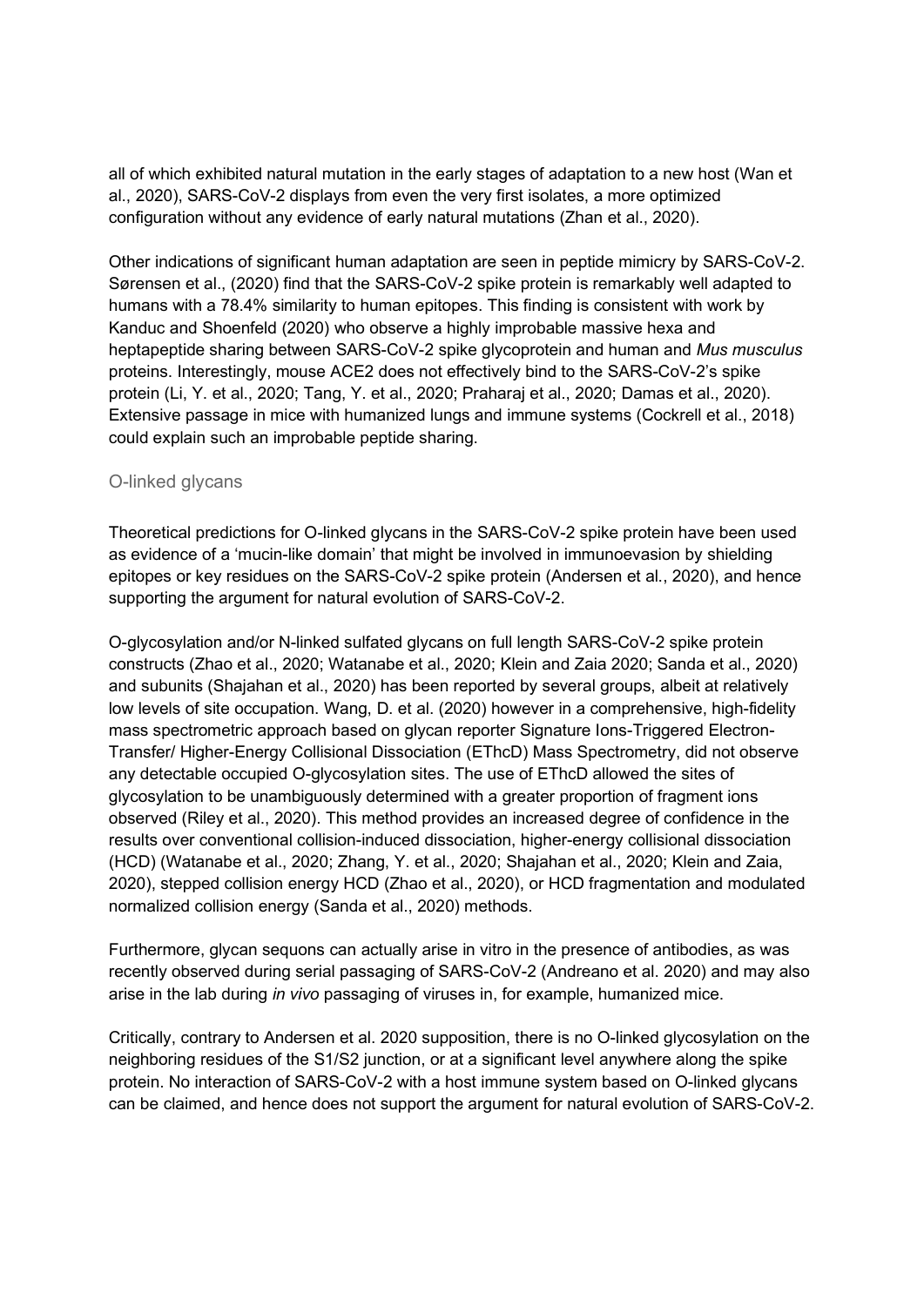all of which exhibited natural mutation in the early stages of adaptation to a new host (Wan et al., 2020), SARS-CoV-2 displays from even the very first isolates, a more optimized configuration without any evidence of early natural mutations (Zhan et al., 2020).

Other indications of significant human adaptation are seen in peptide mimicry by SARS-CoV-2. Sørensen et al., (2020) find that the SARS-CoV-2 spike protein is remarkably well adapted to humans with a 78.4% similarity to human epitopes. This finding is consistent with work by Kanduc and Shoenfeld (2020) who observe a highly improbable massive hexa and heptapeptide sharing between SARS-CoV-2 spike glycoprotein and human and *Mus musculus* proteins. Interestingly, mouse ACE2 does not effectively bind to the SARS-CoV-2's spike protein (Li, Y. et al., 2020; Tang, Y. et al., 2020; Praharaj et al., 2020; Damas et al., 2020). Extensive passage in mice with humanized lungs and immune systems (Cockrell et al., 2018) could explain such an improbable peptide sharing.

## O-linked glycans

Theoretical predictions for O-linked glycans in the SARS-CoV-2 spike protein have been used as evidence of a 'mucin-like domain' that might be involved in immunoevasion by shielding epitopes or key residues on the SARS-CoV-2 spike protein (Andersen et al., 2020), and hence supporting the argument for natural evolution of SARS-CoV-2.

O-glycosylation and/or N-linked sulfated glycans on full length SARS-CoV-2 spike protein constructs (Zhao et al., 2020; Watanabe et al., 2020; Klein and Zaia 2020; Sanda et al., 2020) and subunits (Shajahan et al., 2020) has been reported by several groups, albeit at relatively low levels of site occupation. Wang, D. et al. (2020) however in a comprehensive, high-fidelity mass spectrometric approach based on glycan reporter Signature Ions-Triggered Electron-Transfer/ Higher-Energy Collisional Dissociation (EThcD) Mass Spectrometry, did not observe any detectable occupied O-glycosylation sites. The use of EThcD allowed the sites of glycosylation to be unambiguously determined with a greater proportion of fragment ions observed (Riley et al., 2020). This method provides an increased degree of confidence in the results over conventional collision-induced dissociation, higher-energy collisional dissociation (HCD) (Watanabe et al., 2020; Zhang, Y. et al., 2020; Shajahan et al., 2020; Klein and Zaia, 2020), stepped collision energy HCD (Zhao et al., 2020), or HCD fragmentation and modulated normalized collision energy (Sanda et al., 2020) methods.

Furthermore, glycan sequons can actually arise in vitro in the presence of antibodies, as was recently observed during serial passaging of SARS-CoV-2 (Andreano et al. 2020) and may also arise in the lab during *in vivo* passaging of viruses in, for example, humanized mice.

Critically, contrary to Andersen et al. 2020 supposition, there is no O-linked glycosylation on the neighboring residues of the S1/S2 junction, or at a significant level anywhere along the spike protein. No interaction of SARS-CoV-2 with a host immune system based on O-linked glycans can be claimed, and hence does not support the argument for natural evolution of SARS-CoV-2.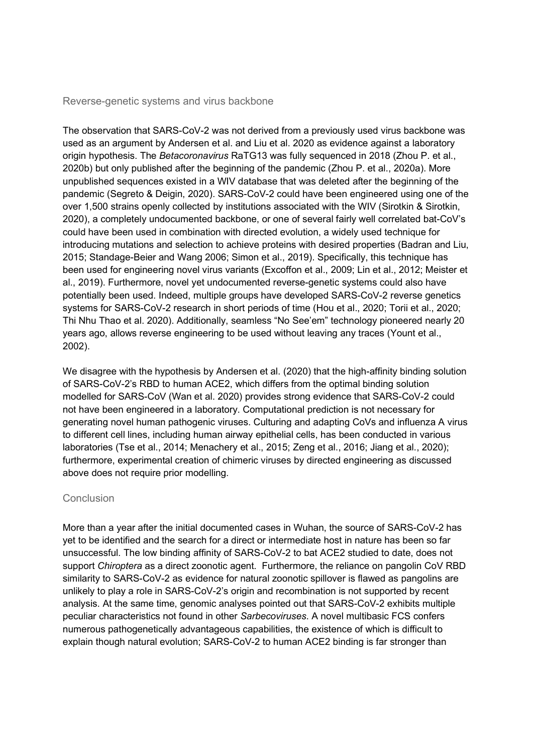## Reverse-genetic systems and virus backbone

The observation that SARS-CoV-2 was not derived from a previously used virus backbone was used as an argument by Andersen et al. and Liu et al. 2020 as evidence against a laboratory origin hypothesis. The *Betacoronavirus* RaTG13 was fully sequenced in 2018 (Zhou P. et al., 2020b) but only published after the beginning of the pandemic (Zhou P. et al., 2020a). More unpublished sequences existed in a WIV database that was deleted after the beginning of the pandemic (Segreto & Deigin, 2020). SARS-CoV-2 could have been engineered using one of the over 1,500 strains openly collected by institutions associated with the WIV (Sirotkin & Sirotkin, 2020), a completely undocumented backbone, or one of several fairly well correlated bat-CoV's could have been used in combination with directed evolution, a widely used technique for introducing mutations and selection to achieve proteins with desired properties (Badran and Liu, 2015; Standage-Beier and Wang 2006; Simon et al., 2019). Specifically, this technique has been used for engineering novel virus variants (Excoffon et al., 2009; Lin et al., 2012; Meister et al., 2019). Furthermore, novel yet undocumented reverse-genetic systems could also have potentially been used. Indeed, multiple groups have developed SARS-CoV-2 reverse genetics systems for SARS-CoV-2 research in short periods of time (Hou et al., 2020; Torii et al., 2020; Thi Nhu Thao et al. 2020). Additionally, seamless "No See'em" technology pioneered nearly 20 years ago, allows reverse engineering to be used without leaving any traces (Yount et al., 2002).

We disagree with the hypothesis by Andersen et al. (2020) that the high-affinity binding solution of SARS-CoV-2's RBD to human ACE2, which differs from the optimal binding solution modelled for SARS-CoV (Wan et al. 2020) provides strong evidence that SARS-CoV-2 could not have been engineered in a laboratory. Computational prediction is not necessary for generating novel human pathogenic viruses. Culturing and adapting CoVs and influenza A virus to different cell lines, including human airway epithelial cells, has been conducted in various laboratories (Tse et al., 2014; Menachery et al., 2015; Zeng et al., 2016; Jiang et al., 2020); furthermore, experimental creation of chimeric viruses by directed engineering as discussed above does not require prior modelling.

## Conclusion

More than a year after the initial documented cases in Wuhan, the source of SARS-CoV-2 has yet to be identified and the search for a direct or intermediate host in nature has been so far unsuccessful. The low binding affinity of SARS-CoV-2 to bat ACE2 studied to date, does not support *Chiroptera* as a direct zoonotic agent. Furthermore, the reliance on pangolin CoV RBD similarity to SARS-CoV-2 as evidence for natural zoonotic spillover is flawed as pangolins are unlikely to play a role in SARS-CoV-2's origin and recombination is not supported by recent analysis. At the same time, genomic analyses pointed out that SARS-CoV-2 exhibits multiple peculiar characteristics not found in other *Sarbecoviruses*. A novel multibasic FCS confers numerous pathogenetically advantageous capabilities, the existence of which is difficult to explain though natural evolution; SARS-CoV-2 to human ACE2 binding is far stronger than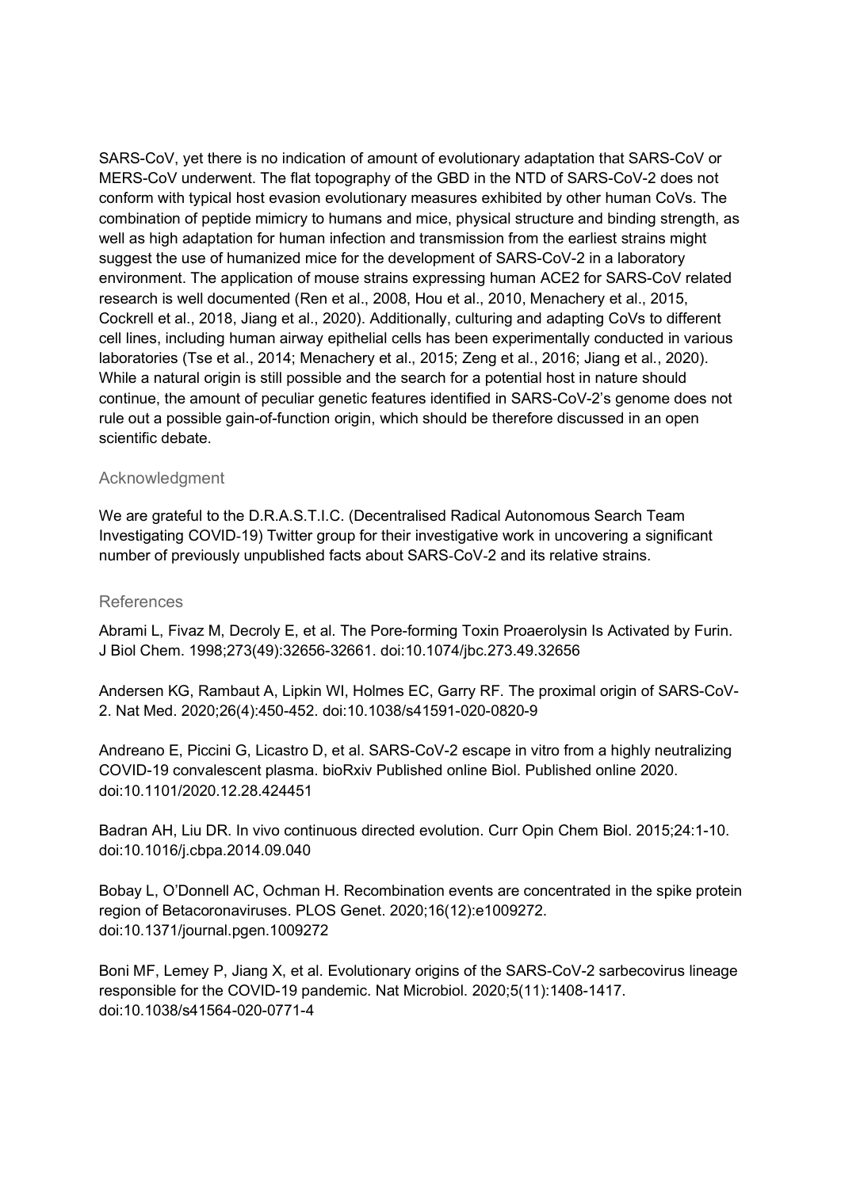SARS-CoV, yet there is no indication of amount of evolutionary adaptation that SARS-CoV or MERS-CoV underwent. The flat topography of the GBD in the NTD of SARS-CoV-2 does not conform with typical host evasion evolutionary measures exhibited by other human CoVs. The combination of peptide mimicry to humans and mice, physical structure and binding strength, as well as high adaptation for human infection and transmission from the earliest strains might suggest the use of humanized mice for the development of SARS-CoV-2 in a laboratory environment. The application of mouse strains expressing human ACE2 for SARS-CoV related research is well documented (Ren et al., 2008, Hou et al., 2010, Menachery et al., 2015, Cockrell et al., 2018, Jiang et al., 2020). Additionally, culturing and adapting CoVs to different cell lines, including human airway epithelial cells has been experimentally conducted in various laboratories (Tse et al., 2014; Menachery et al., 2015; Zeng et al., 2016; Jiang et al., 2020). While a natural origin is still possible and the search for a potential host in nature should continue, the amount of peculiar genetic features identified in SARS-CoV-2's genome does not rule out a possible gain-of-function origin, which should be therefore discussed in an open scientific debate.

## Acknowledgment

We are grateful to the D.R.A.S.T.I.C. (Decentralised Radical Autonomous Search Team Investigating COVID-19) Twitter group for their investigative work in uncovering a significant number of previously unpublished facts about SARS-CoV-2 and its relative strains.

## References

Abrami L, Fivaz M, Decroly E, et al. The Pore-forming Toxin Proaerolysin Is Activated by Furin. J Biol Chem. 1998;273(49):32656-32661. doi:10.1074/jbc.273.49.32656

Andersen KG, Rambaut A, Lipkin WI, Holmes EC, Garry RF. The proximal origin of SARS-CoV-2. Nat Med. 2020;26(4):450-452. doi:10.1038/s41591-020-0820-9

Andreano E, Piccini G, Licastro D, et al. SARS-CoV-2 escape in vitro from a highly neutralizing COVID-19 convalescent plasma. bioRxiv Published online Biol. Published online 2020. doi:10.1101/2020.12.28.424451

Badran AH, Liu DR. In vivo continuous directed evolution. Curr Opin Chem Biol. 2015;24:1-10. doi:10.1016/j.cbpa.2014.09.040

Bobay L, O'Donnell AC, Ochman H. Recombination events are concentrated in the spike protein region of Betacoronaviruses. PLOS Genet. 2020;16(12):e1009272. doi:10.1371/journal.pgen.1009272

Boni MF, Lemey P, Jiang X, et al. Evolutionary origins of the SARS-CoV-2 sarbecovirus lineage responsible for the COVID-19 pandemic. Nat Microbiol. 2020;5(11):1408-1417. doi:10.1038/s41564-020-0771-4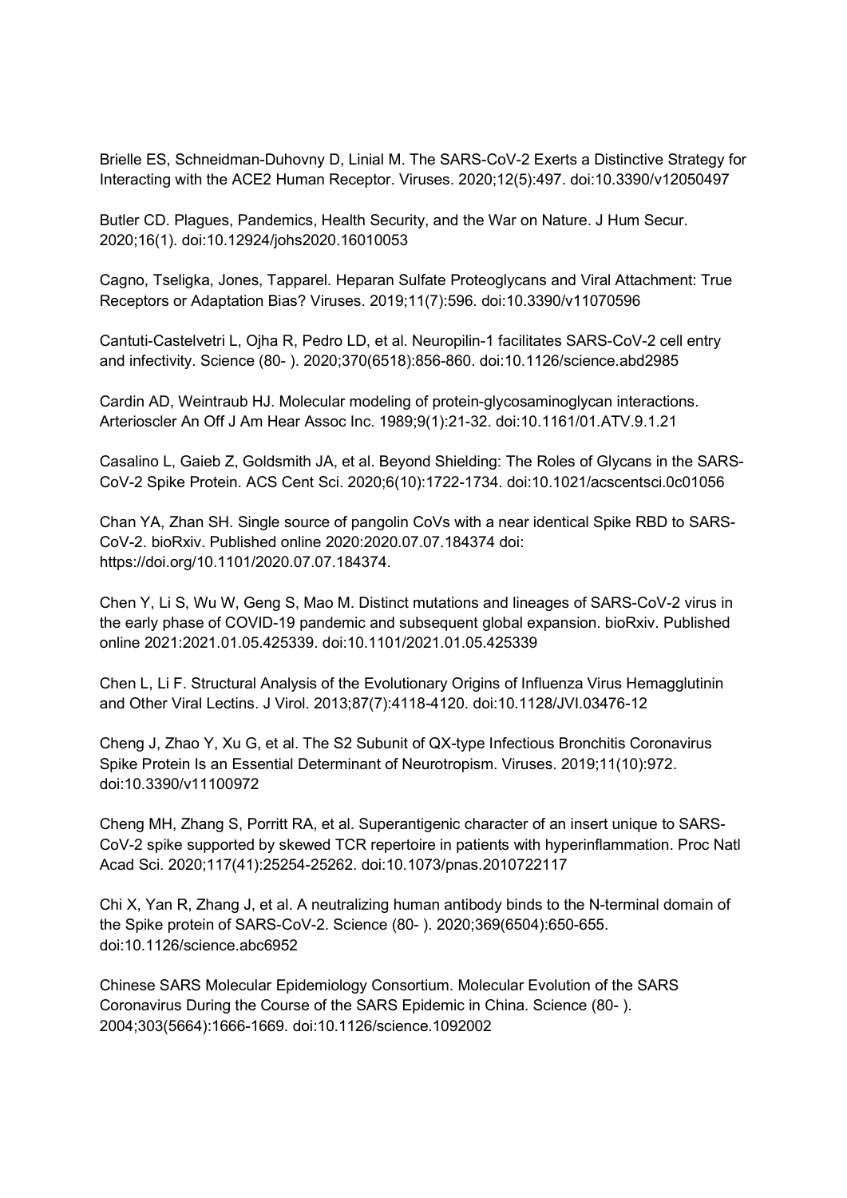Brielle ES, Schneidman-Duhovny D, Linial M. The SARS-CoV-2 Exerts a Distinctive Strategy for Interacting with the ACE2 Human Receptor. Viruses. 2020;12(5):497. doi:10.3390/v12050497

Butler CD. Plagues, Pandemics, Health Security, and the War on Nature. J Hum Secur. 2020;16(1). doi:10.12924/johs2020.16010053

Cagno, Tseligka, Jones, Tapparel. Heparan Sulfate Proteoglycans and Viral Attachment: True Receptors or Adaptation Bias? Viruses. 2019;11(7):596. doi:10.3390/v11070596

Cantuti-Castelvetri L, Ojha R, Pedro LD, et al. Neuropilin-1 facilitates SARS-CoV-2 cell entry and infectivity. Science (80- ). 2020;370(6518):856-860. doi:10.1126/science.abd2985

Cardin AD, Weintraub HJ. Molecular modeling of protein-glycosaminoglycan interactions. Arterioscler An Off J Am Hear Assoc Inc. 1989;9(1):21-32. doi:10.1161/01.ATV.9.1.21

Casalino L, Gaieb Z, Goldsmith JA, et al. Beyond Shielding: The Roles of Glycans in the SARS-CoV-2 Spike Protein. ACS Cent Sci. 2020;6(10):1722-1734. doi:10.1021/acscentsci.0c01056

Chan YA, Zhan SH. Single source of pangolin CoVs with a near identical Spike RBD to SARS-CoV-2. bioRxiv. Published online 2020:2020.07.07.184374 doi: https://doi.org/10.1101/2020.07.07.184374.

Chen Y, Li S, Wu W, Geng S, Mao M. Distinct mutations and lineages of SARS-CoV-2 virus in the early phase of COVID-19 pandemic and subsequent global expansion. bioRxiv. Published online 2021:2021.01.05.425339. doi:10.1101/2021.01.05.425339

Chen L, Li F. Structural Analysis of the Evolutionary Origins of Influenza Virus Hemagglutinin and Other Viral Lectins. J Virol. 2013;87(7):4118-4120. doi:10.1128/JVI.03476-12

Cheng J, Zhao Y, Xu G, et al. The S2 Subunit of QX-type Infectious Bronchitis Coronavirus Spike Protein Is an Essential Determinant of Neurotropism. Viruses. 2019;11(10):972. doi:10.3390/v11100972

Cheng MH, Zhang S, Porritt RA, et al. Superantigenic character of an insert unique to SARS-CoV-2 spike supported by skewed TCR repertoire in patients with hyperinflammation. Proc Natl Acad Sci. 2020;117(41):25254-25262. doi:10.1073/pnas.2010722117

Chi X, Yan R, Zhang J, et al. A neutralizing human antibody binds to the N-terminal domain of the Spike protein of SARS-CoV-2. Science (80- ). 2020;369(6504):650-655. doi:10.1126/science.abc6952

Chinese SARS Molecular Epidemiology Consortium. Molecular Evolution of the SARS Coronavirus During the Course of the SARS Epidemic in China. Science (80- ). 2004;303(5664):1666-1669. doi:10.1126/science.1092002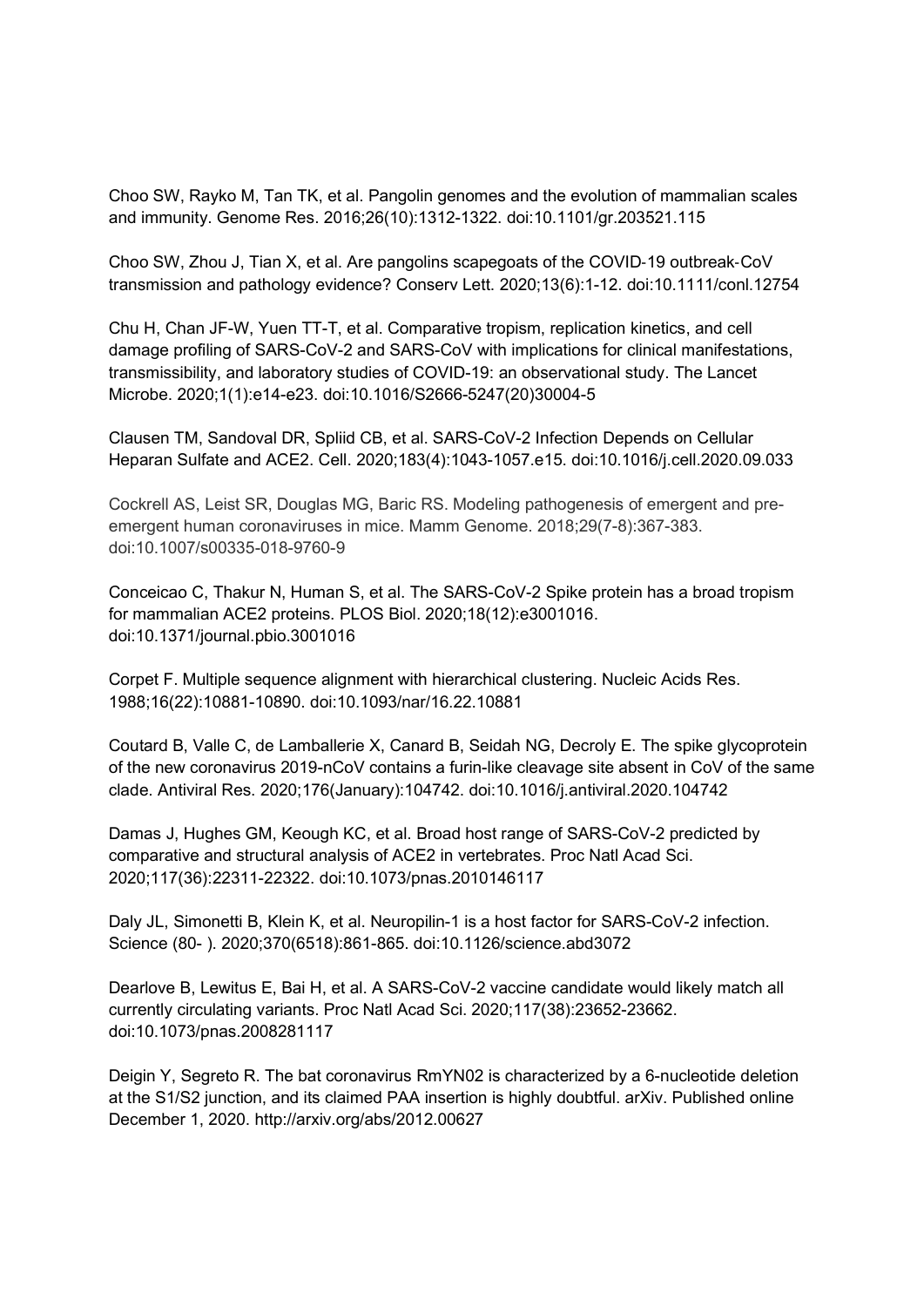Choo SW, Rayko M, Tan TK, et al. Pangolin genomes and the evolution of mammalian scales and immunity. Genome Res. 2016;26(10):1312-1322. doi:10.1101/gr.203521.115

Choo SW, Zhou J, Tian X, et al. Are pangolins scapegoats of the COVID‐19 outbreak‐CoV transmission and pathology evidence? Conserv Lett. 2020;13(6):1-12. doi:10.1111/conl.12754

Chu H, Chan JF-W, Yuen TT-T, et al. Comparative tropism, replication kinetics, and cell damage profiling of SARS-CoV-2 and SARS-CoV with implications for clinical manifestations, transmissibility, and laboratory studies of COVID-19: an observational study. The Lancet Microbe. 2020;1(1):e14-e23. doi:10.1016/S2666-5247(20)30004-5

Clausen TM, Sandoval DR, Spliid CB, et al. SARS-CoV-2 Infection Depends on Cellular Heparan Sulfate and ACE2. Cell. 2020;183(4):1043-1057.e15. doi:10.1016/j.cell.2020.09.033

Cockrell AS, Leist SR, Douglas MG, Baric RS. Modeling pathogenesis of emergent and pre-emergent human coronaviruses in mice. Mamm Genome. 2018;29(7-8):367-383. doi:10.1007/s00335-018-9760-9

Conceicao C, Thakur N, Human S, et al. The SARS-CoV-2 Spike protein has a broad tropism for mammalian ACE2 proteins. PLOS Biol. 2020;18(12):e3001016. doi:10.1371/journal.pbio.3001016

Corpet F. Multiple sequence alignment with hierarchical clustering. Nucleic Acids Res. 1988;16(22):10881-10890. doi:10.1093/nar/16.22.10881

Coutard B, Valle C, de Lamballerie X, Canard B, Seidah NG, Decroly E. The spike glycoprotein of the new coronavirus 2019-nCoV contains a furin-like cleavage site absent in CoV of the same clade. Antiviral Res. 2020;176(January):104742. doi:10.1016/j.antiviral.2020.104742

Damas J, Hughes GM, Keough KC, et al. Broad host range of SARS-CoV-2 predicted by comparative and structural analysis of ACE2 in vertebrates. Proc Natl Acad Sci. 2020;117(36):22311-22322. doi:10.1073/pnas.2010146117

Daly JL, Simonetti B, Klein K, et al. Neuropilin-1 is a host factor for SARS-CoV-2 infection. Science (80- ). 2020;370(6518):861-865. doi:10.1126/science.abd3072

Dearlove B, Lewitus E, Bai H, et al. A SARS-CoV-2 vaccine candidate would likely match all currently circulating variants. Proc Natl Acad Sci. 2020;117(38):23652-23662. doi:10.1073/pnas.2008281117

Deigin Y, Segreto R. The bat coronavirus RmYN02 is characterized by a 6-nucleotide deletion at the S1/S2 junction, and its claimed PAA insertion is highly doubtful. arXiv. Published online December 1, 2020. http://arxiv.org/abs/2012.00627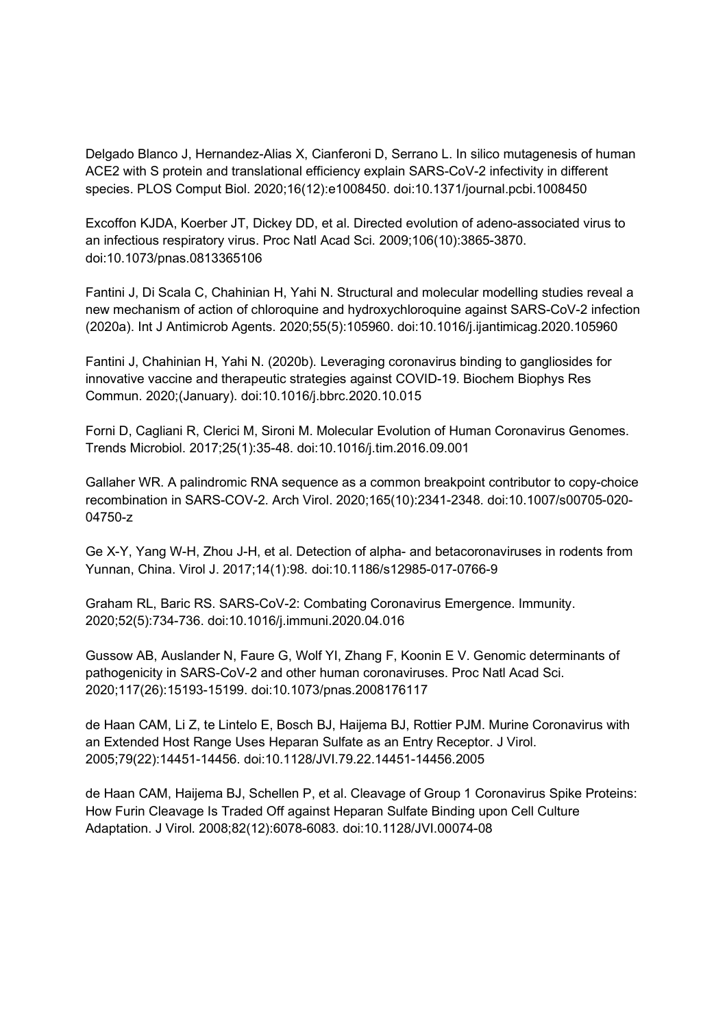Delgado Blanco J, Hernandez-Alias X, Cianferoni D, Serrano L. In silico mutagenesis of human ACE2 with S protein and translational efficiency explain SARS-CoV-2 infectivity in different species. PLOS Comput Biol. 2020;16(12):e1008450. doi:10.1371/journal.pcbi.1008450

Excoffon KJDA, Koerber JT, Dickey DD, et al. Directed evolution of adeno-associated virus to an infectious respiratory virus. Proc Natl Acad Sci. 2009;106(10):3865-3870. doi:10.1073/pnas.0813365106

Fantini J, Di Scala C, Chahinian H, Yahi N. Structural and molecular modelling studies reveal a new mechanism of action of chloroquine and hydroxychloroquine against SARS-CoV-2 infection (2020a). Int J Antimicrob Agents. 2020;55(5):105960. doi:10.1016/j.ijantimicag.2020.105960

Fantini J, Chahinian H, Yahi N. (2020b). Leveraging coronavirus binding to gangliosides for innovative vaccine and therapeutic strategies against COVID-19. Biochem Biophys Res Commun. 2020;(January). doi:10.1016/j.bbrc.2020.10.015

Forni D, Cagliani R, Clerici M, Sironi M. Molecular Evolution of Human Coronavirus Genomes. Trends Microbiol. 2017;25(1):35-48. doi:10.1016/j.tim.2016.09.001

Gallaher WR. A palindromic RNA sequence as a common breakpoint contributor to copy-choice recombination in SARS-COV-2. Arch Virol. 2020;165(10):2341-2348. doi:10.1007/s00705-020-04750-z

Ge X-Y, Yang W-H, Zhou J-H, et al. Detection of alpha- and betacoronaviruses in rodents from Yunnan, China. Virol J. 2017;14(1):98. doi:10.1186/s12985-017-0766-9

Graham RL, Baric RS. SARS-CoV-2: Combating Coronavirus Emergence. Immunity. 2020;52(5):734-736. doi:10.1016/j.immuni.2020.04.016

Gussow AB, Auslander N, Faure G, Wolf YI, Zhang F, Koonin E V. Genomic determinants of pathogenicity in SARS-CoV-2 and other human coronaviruses. Proc Natl Acad Sci. 2020;117(26):15193-15199. doi:10.1073/pnas.2008176117

de Haan CAM, Li Z, te Lintelo E, Bosch BJ, Haijema BJ, Rottier PJM. Murine Coronavirus with an Extended Host Range Uses Heparan Sulfate as an Entry Receptor. J Virol. 2005;79(22):14451-14456. doi:10.1128/JVI.79.22.14451-14456.2005

de Haan CAM, Haijema BJ, Schellen P, et al. Cleavage of Group 1 Coronavirus Spike Proteins: How Furin Cleavage Is Traded Off against Heparan Sulfate Binding upon Cell Culture Adaptation. J Virol. 2008;82(12):6078-6083. doi:10.1128/JVI.00074-08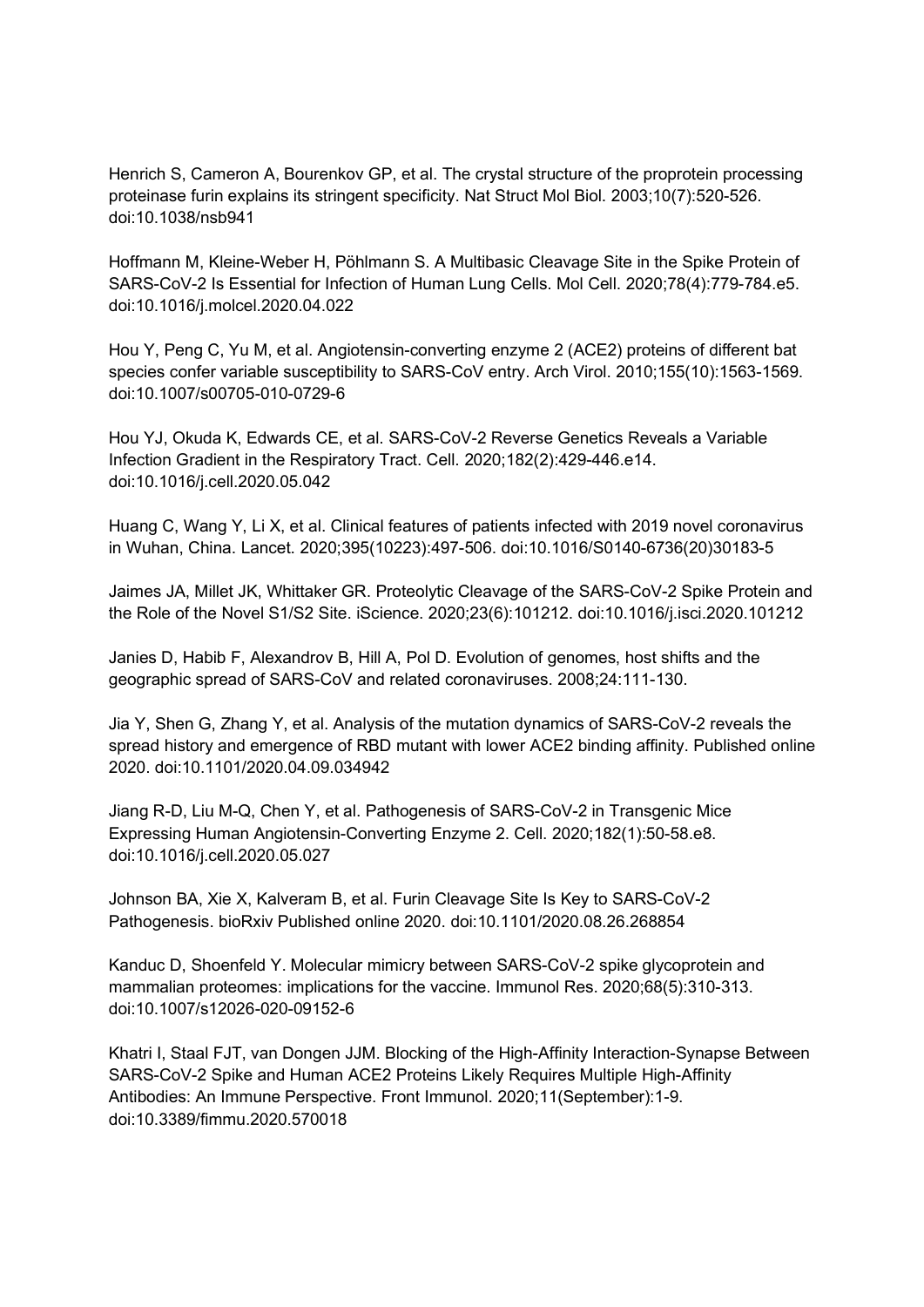Henrich S, Cameron A, Bourenkov GP, et al. The crystal structure of the proprotein processing proteinase furin explains its stringent specificity. Nat Struct Mol Biol. 2003;10(7):520-526. doi:10.1038/nsb941

Hoffmann M, Kleine-Weber H, Pöhlmann S. A Multibasic Cleavage Site in the Spike Protein of SARS-CoV-2 Is Essential for Infection of Human Lung Cells. Mol Cell. 2020;78(4):779-784.e5. doi:10.1016/j.molcel.2020.04.022

Hou Y, Peng C, Yu M, et al. Angiotensin-converting enzyme 2 (ACE2) proteins of different bat species confer variable susceptibility to SARS-CoV entry. Arch Virol. 2010;155(10):1563-1569. doi:10.1007/s00705-010-0729-6

Hou YJ, Okuda K, Edwards CE, et al. SARS-CoV-2 Reverse Genetics Reveals a Variable Infection Gradient in the Respiratory Tract. Cell. 2020;182(2):429-446.e14. doi:10.1016/j.cell.2020.05.042

Huang C, Wang Y, Li X, et al. Clinical features of patients infected with 2019 novel coronavirus in Wuhan, China. Lancet. 2020;395(10223):497-506. doi:10.1016/S0140-6736(20)30183-5

Jaimes JA, Millet JK, Whittaker GR. Proteolytic Cleavage of the SARS-CoV-2 Spike Protein and the Role of the Novel S1/S2 Site. iScience. 2020;23(6):101212. doi:10.1016/j.isci.2020.101212

Janies D, Habib F, Alexandrov B, Hill A, Pol D. Evolution of genomes, host shifts and the geographic spread of SARS-CoV and related coronaviruses. 2008;24:111-130.

Jia Y, Shen G, Zhang Y, et al. Analysis of the mutation dynamics of SARS-CoV-2 reveals the spread history and emergence of RBD mutant with lower ACE2 binding affinity. Published online 2020. doi:10.1101/2020.04.09.034942

Jiang R-D, Liu M-Q, Chen Y, et al. Pathogenesis of SARS-CoV-2 in Transgenic Mice Expressing Human Angiotensin-Converting Enzyme 2. Cell. 2020;182(1):50-58.e8. doi:10.1016/j.cell.2020.05.027

Johnson BA, Xie X, Kalveram B, et al. Furin Cleavage Site Is Key to SARS-CoV-2 Pathogenesis. bioRxiv Published online 2020. doi:10.1101/2020.08.26.268854

Kanduc D, Shoenfeld Y. Molecular mimicry between SARS-CoV-2 spike glycoprotein and mammalian proteomes: implications for the vaccine. Immunol Res. 2020;68(5):310-313. doi:10.1007/s12026-020-09152-6

Khatri I, Staal FJT, van Dongen JJM. Blocking of the High-Affinity Interaction-Synapse Between SARS-CoV-2 Spike and Human ACE2 Proteins Likely Requires Multiple High-Affinity Antibodies: An Immune Perspective. Front Immunol. 2020;11(September):1-9. doi:10.3389/fimmu.2020.570018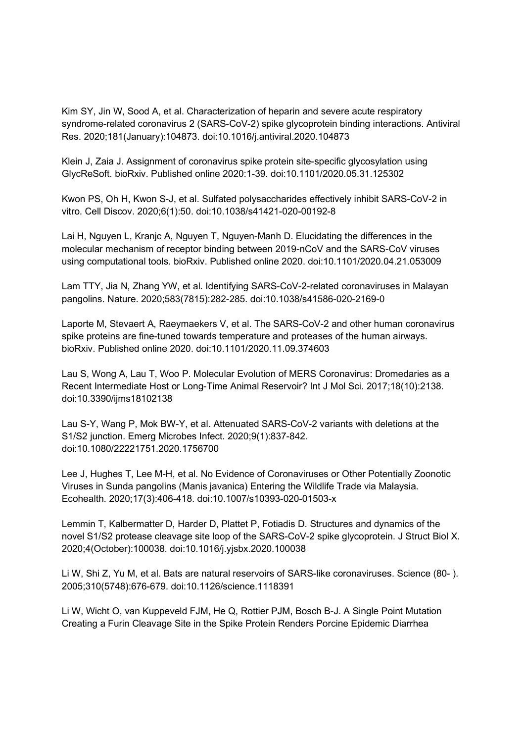Kim SY, Jin W, Sood A, et al. Characterization of heparin and severe acute respiratory syndrome-related coronavirus 2 (SARS-CoV-2) spike glycoprotein binding interactions. Antiviral Res. 2020;181(January):104873. doi:10.1016/j.antiviral.2020.104873

Klein J, Zaia J. Assignment of coronavirus spike protein site-specific glycosylation using GlycReSoft. bioRxiv. Published online 2020:1-39. doi:10.1101/2020.05.31.125302

Kwon PS, Oh H, Kwon S-J, et al. Sulfated polysaccharides effectively inhibit SARS-CoV-2 in vitro. Cell Discov. 2020;6(1):50. doi:10.1038/s41421-020-00192-8

Lai H, Nguyen L, Kranjc A, Nguyen T, Nguyen-Manh D. Elucidating the differences in the molecular mechanism of receptor binding between 2019-nCoV and the SARS-CoV viruses using computational tools. bioRxiv. Published online 2020. doi:10.1101/2020.04.21.053009

Lam TTY, Jia N, Zhang YW, et al. Identifying SARS-CoV-2-related coronaviruses in Malayan pangolins. Nature. 2020;583(7815):282-285. doi:10.1038/s41586-020-2169-0

Laporte M, Stevaert A, Raeymaekers V, et al. The SARS-CoV-2 and other human coronavirus spike proteins are fine-tuned towards temperature and proteases of the human airways. bioRxiv. Published online 2020. doi:10.1101/2020.11.09.374603

Lau S, Wong A, Lau T, Woo P. Molecular Evolution of MERS Coronavirus: Dromedaries as a Recent Intermediate Host or Long-Time Animal Reservoir? Int J Mol Sci. 2017;18(10):2138. doi:10.3390/ijms18102138

Lau S-Y, Wang P, Mok BW-Y, et al. Attenuated SARS-CoV-2 variants with deletions at the S1/S2 junction. Emerg Microbes Infect. 2020;9(1):837-842. doi:10.1080/22221751.2020.1756700

Lee J, Hughes T, Lee M-H, et al. No Evidence of Coronaviruses or Other Potentially Zoonotic Viruses in Sunda pangolins (Manis javanica) Entering the Wildlife Trade via Malaysia. Ecohealth. 2020;17(3):406-418. doi:10.1007/s10393-020-01503-x

Lemmin T, Kalbermatter D, Harder D, Plattet P, Fotiadis D. Structures and dynamics of the novel S1/S2 protease cleavage site loop of the SARS-CoV-2 spike glycoprotein. J Struct Biol X. 2020;4(October):100038. doi:10.1016/j.yjsbx.2020.100038

Li W, Shi Z, Yu M, et al. Bats are natural reservoirs of SARS-like coronaviruses. Science (80- ). 2005;310(5748):676-679. doi:10.1126/science.1118391

Li W, Wicht O, van Kuppeveld FJM, He Q, Rottier PJM, Bosch B-J. A Single Point Mutation Creating a Furin Cleavage Site in the Spike Protein Renders Porcine Epidemic Diarrhea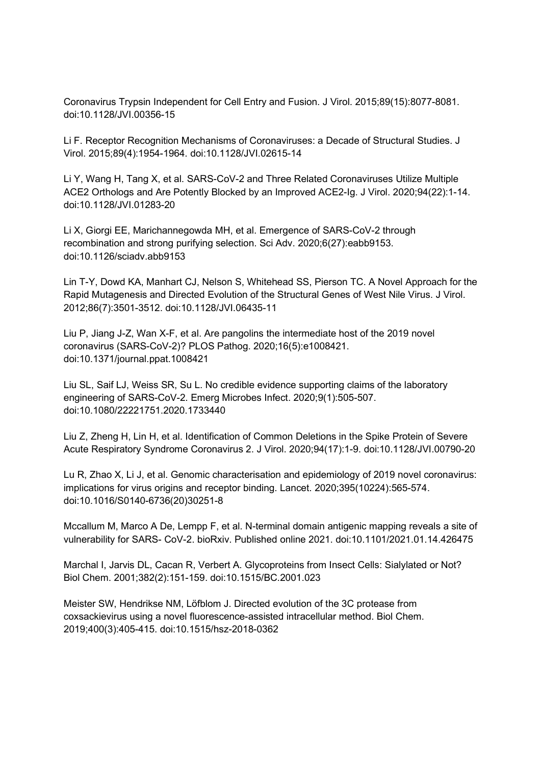Coronavirus Trypsin Independent for Cell Entry and Fusion. J Virol. 2015;89(15):8077-8081. doi:10.1128/JVI.00356-15

Li F. Receptor Recognition Mechanisms of Coronaviruses: a Decade of Structural Studies. J Virol. 2015;89(4):1954-1964. doi:10.1128/JVI.02615-14

Li Y, Wang H, Tang X, et al. SARS-CoV-2 and Three Related Coronaviruses Utilize Multiple ACE2 Orthologs and Are Potently Blocked by an Improved ACE2-Ig. J Virol. 2020;94(22):1-14. doi:10.1128/JVI.01283-20

Li X, Giorgi EE, Marichannegowda MH, et al. Emergence of SARS-CoV-2 through recombination and strong purifying selection. Sci Adv. 2020;6(27):eabb9153. doi:10.1126/sciadv.abb9153

Lin T-Y, Dowd KA, Manhart CJ, Nelson S, Whitehead SS, Pierson TC. A Novel Approach for the Rapid Mutagenesis and Directed Evolution of the Structural Genes of West Nile Virus. J Virol. 2012;86(7):3501-3512. doi:10.1128/JVI.06435-11

Liu P, Jiang J-Z, Wan X-F, et al. Are pangolins the intermediate host of the 2019 novel coronavirus (SARS-CoV-2)? PLOS Pathog. 2020;16(5):e1008421. doi:10.1371/journal.ppat.1008421

Liu SL, Saif LJ, Weiss SR, Su L. No credible evidence supporting claims of the laboratory engineering of SARS-CoV-2. Emerg Microbes Infect. 2020;9(1):505-507. doi:10.1080/22221751.2020.1733440

Liu Z, Zheng H, Lin H, et al. Identification of Common Deletions in the Spike Protein of Severe Acute Respiratory Syndrome Coronavirus 2. J Virol. 2020;94(17):1-9. doi:10.1128/JVI.00790-20

Lu R, Zhao X, Li J, et al. Genomic characterisation and epidemiology of 2019 novel coronavirus: implications for virus origins and receptor binding. Lancet. 2020;395(10224):565-574. doi:10.1016/S0140-6736(20)30251-8

Mccallum M, Marco A De, Lempp F, et al. N-terminal domain antigenic mapping reveals a site of vulnerability for SARS- CoV-2. bioRxiv. Published online 2021. doi:10.1101/2021.01.14.426475

Marchal I, Jarvis DL, Cacan R, Verbert A. Glycoproteins from Insect Cells: Sialylated or Not? Biol Chem. 2001;382(2):151-159. doi:10.1515/BC.2001.023

Meister SW, Hendrikse NM, Löfblom J. Directed evolution of the 3C protease from coxsackievirus using a novel fluorescence-assisted intracellular method. Biol Chem. 2019;400(3):405-415. doi:10.1515/hsz-2018-0362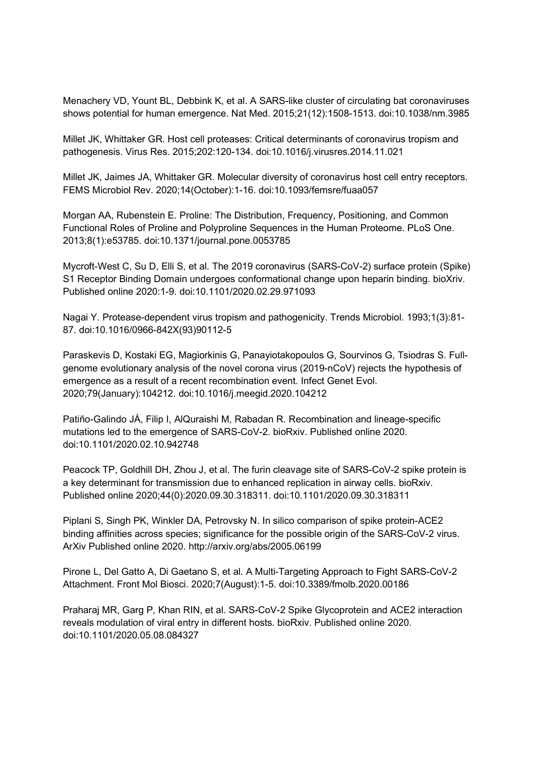Menachery VD, Yount BL, Debbink K, et al. A SARS-like cluster of circulating bat coronaviruses shows potential for human emergence. Nat Med. 2015;21(12):1508-1513. doi:10.1038/nm.3985

Millet JK, Whittaker GR. Host cell proteases: Critical determinants of coronavirus tropism and pathogenesis. Virus Res. 2015;202:120-134. doi:10.1016/j.virusres.2014.11.021

Millet JK, Jaimes JA, Whittaker GR. Molecular diversity of coronavirus host cell entry receptors. FEMS Microbiol Rev. 2020;14(October):1-16. doi:10.1093/femsre/fuaa057

Morgan AA, Rubenstein E. Proline: The Distribution, Frequency, Positioning, and Common Functional Roles of Proline and Polyproline Sequences in the Human Proteome. PLoS One. 2013;8(1):e53785. doi:10.1371/journal.pone.0053785

Mycroft-West C, Su D, Elli S, et al. The 2019 coronavirus (SARS-CoV-2) surface protein (Spike) S1 Receptor Binding Domain undergoes conformational change upon heparin binding. bioXriv. Published online 2020:1-9. doi:10.1101/2020.02.29.971093

Nagai Y. Protease-dependent virus tropism and pathogenicity. Trends Microbiol. 1993;1(3):81-87. doi:10.1016/0966-842X(93)90112-5

Paraskevis D, Kostaki EG, Magiorkinis G, Panayiotakopoulos G, Sourvinos G, Tsiodras S. Full-genome evolutionary analysis of the novel corona virus (2019-nCoV) rejects the hypothesis of emergence as a result of a recent recombination event. Infect Genet Evol. 2020;79(January):104212. doi:10.1016/j.meegid.2020.104212

Patiño-Galindo JÁ, Filip I, AlQuraishi M, Rabadan R. Recombination and lineage-specific mutations led to the emergence of SARS-CoV-2. bioRxiv. Published online 2020. doi:10.1101/2020.02.10.942748

Peacock TP, Goldhill DH, Zhou J, et al. The furin cleavage site of SARS-CoV-2 spike protein is a key determinant for transmission due to enhanced replication in airway cells. bioRxiv. Published online 2020;44(0):2020.09.30.318311. doi:10.1101/2020.09.30.318311

Piplani S, Singh PK, Winkler DA, Petrovsky N. In silico comparison of spike protein-ACE2 binding affinities across species; significance for the possible origin of the SARS-CoV-2 virus. ArXiv Published online 2020. http://arxiv.org/abs/2005.06199

Pirone L, Del Gatto A, Di Gaetano S, et al. A Multi-Targeting Approach to Fight SARS-CoV-2 Attachment. Front Mol Biosci. 2020;7(August):1-5. doi:10.3389/fmolb.2020.00186

Praharaj MR, Garg P, Khan RIN, et al. SARS-CoV-2 Spike Glycoprotein and ACE2 interaction reveals modulation of viral entry in different hosts. bioRxiv. Published online 2020. doi:10.1101/2020.05.08.084327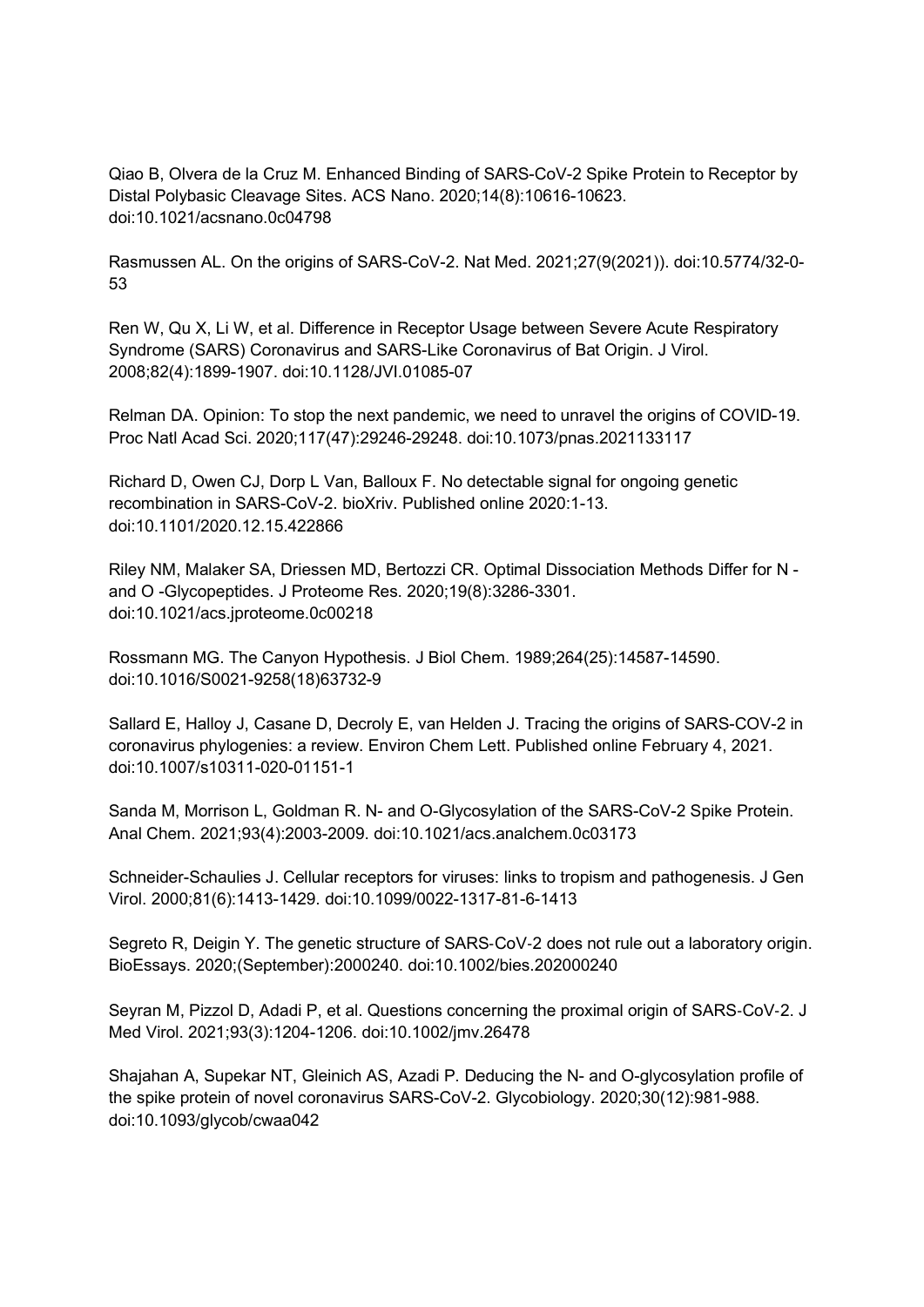Qiao B, Olvera de la Cruz M. Enhanced Binding of SARS-CoV-2 Spike Protein to Receptor by Distal Polybasic Cleavage Sites. ACS Nano. 2020;14(8):10616-10623. doi:10.1021/acsnano.0c04798

Rasmussen AL. On the origins of SARS-CoV-2. Nat Med. 2021;27(9(2021)). doi:10.5774/32-0-53

Ren W, Qu X, Li W, et al. Difference in Receptor Usage between Severe Acute Respiratory Syndrome (SARS) Coronavirus and SARS-Like Coronavirus of Bat Origin. J Virol. 2008;82(4):1899-1907. doi:10.1128/JVI.01085-07

Relman DA. Opinion: To stop the next pandemic, we need to unravel the origins of COVID-19. Proc Natl Acad Sci. 2020;117(47):29246-29248. doi:10.1073/pnas.2021133117

Richard D, Owen CJ, Dorp L Van, Balloux F. No detectable signal for ongoing genetic recombination in SARS-CoV-2. bioXriv. Published online 2020:1-13. doi:10.1101/2020.12.15.422866

Riley NM, Malaker SA, Driessen MD, Bertozzi CR. Optimal Dissociation Methods Differ for N - and O -Glycopeptides. J Proteome Res. 2020;19(8):3286-3301. doi:10.1021/acs.jproteome.0c00218

Rossmann MG. The Canyon Hypothesis. J Biol Chem. 1989;264(25):14587-14590. doi:10.1016/S0021-9258(18)63732-9

Sallard E, Halloy J, Casane D, Decroly E, van Helden J. Tracing the origins of SARS-COV-2 in coronavirus phylogenies: a review. Environ Chem Lett. Published online February 4, 2021. doi:10.1007/s10311-020-01151-1

Sanda M, Morrison L, Goldman R. N- and O-Glycosylation of the SARS-CoV-2 Spike Protein. Anal Chem. 2021;93(4):2003-2009. doi:10.1021/acs.analchem.0c03173

Schneider-Schaulies J. Cellular receptors for viruses: links to tropism and pathogenesis. J Gen Virol. 2000;81(6):1413-1429. doi:10.1099/0022-1317-81-6-1413

Segreto R, Deigin Y. The genetic structure of SARS‐CoV‐2 does not rule out a laboratory origin. BioEssays. 2020;(September):2000240. doi:10.1002/bies.202000240

Seyran M, Pizzol D, Adadi P, et al. Questions concerning the proximal origin of SARS‐CoV‐2. J Med Virol. 2021;93(3):1204-1206. doi:10.1002/jmv.26478

Shajahan A, Supekar NT, Gleinich AS, Azadi P. Deducing the N- and O-glycosylation profile of the spike protein of novel coronavirus SARS-CoV-2. Glycobiology. 2020;30(12):981-988. doi:10.1093/glycob/cwaa042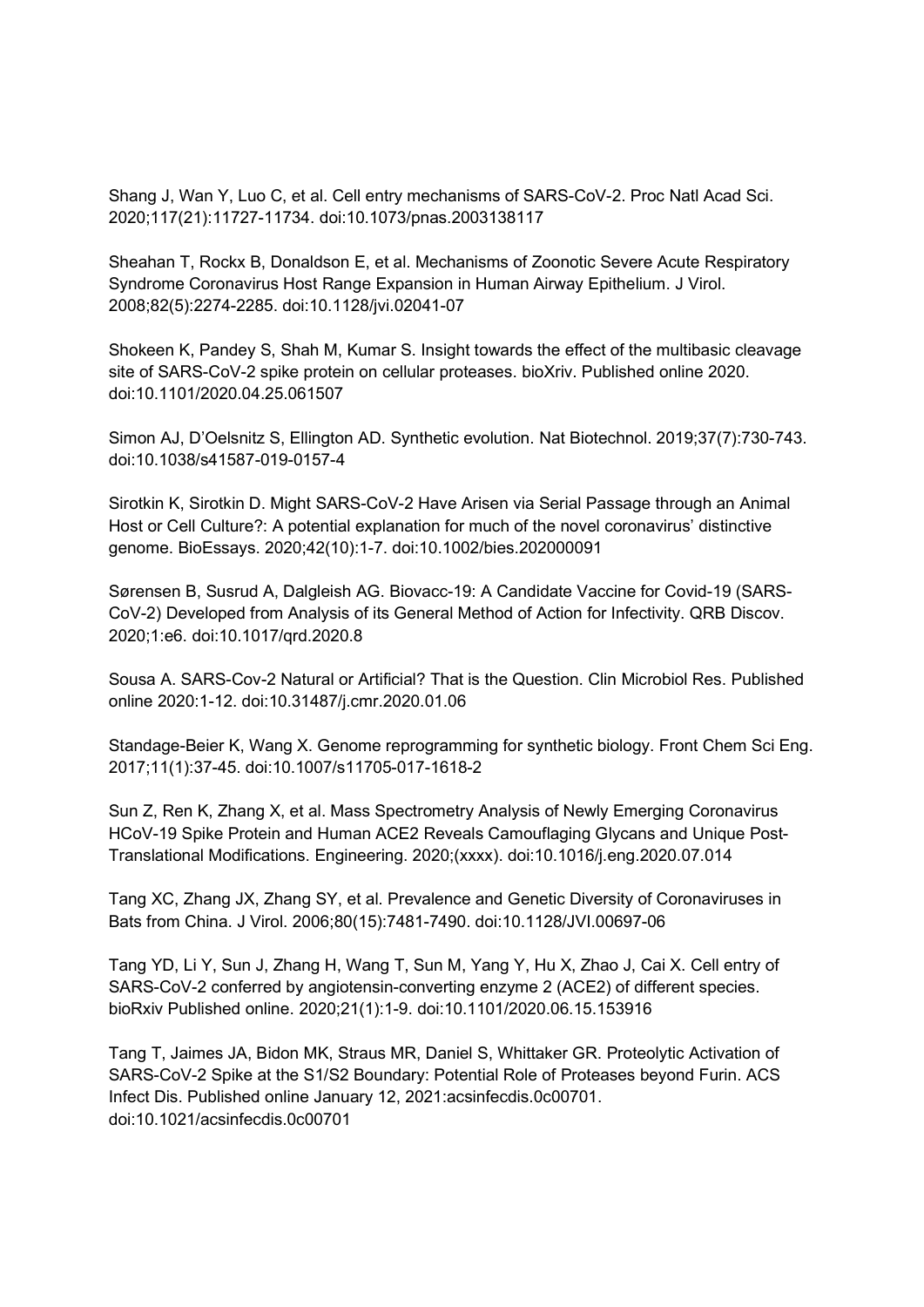Shang J, Wan Y, Luo C, et al. Cell entry mechanisms of SARS-CoV-2. Proc Natl Acad Sci. 2020;117(21):11727-11734. doi:10.1073/pnas.2003138117

Sheahan T, Rockx B, Donaldson E, et al. Mechanisms of Zoonotic Severe Acute Respiratory Syndrome Coronavirus Host Range Expansion in Human Airway Epithelium. J Virol. 2008;82(5):2274-2285. doi:10.1128/jvi.02041-07

Shokeen K, Pandey S, Shah M, Kumar S. Insight towards the effect of the multibasic cleavage site of SARS-CoV-2 spike protein on cellular proteases. bioXriv. Published online 2020. doi:10.1101/2020.04.25.061507

Simon AJ, D'Oelsnitz S, Ellington AD. Synthetic evolution. Nat Biotechnol. 2019;37(7):730-743. doi:10.1038/s41587-019-0157-4

Sirotkin K, Sirotkin D. Might SARS-CoV-2 Have Arisen via Serial Passage through an Animal Host or Cell Culture?: A potential explanation for much of the novel coronavirus' distinctive genome. BioEssays. 2020;42(10):1-7. doi:10.1002/bies.202000091

Sørensen B, Susrud A, Dalgleish AG. Biovacc-19: A Candidate Vaccine for Covid-19 (SARS-CoV-2) Developed from Analysis of its General Method of Action for Infectivity. QRB Discov. 2020;1:e6. doi:10.1017/qrd.2020.8

Sousa A. SARS-Cov-2 Natural or Artificial? That is the Question. Clin Microbiol Res. Published online 2020:1-12. doi:10.31487/j.cmr.2020.01.06

Standage-Beier K, Wang X. Genome reprogramming for synthetic biology. Front Chem Sci Eng. 2017;11(1):37-45. doi:10.1007/s11705-017-1618-2

Sun Z, Ren K, Zhang X, et al. Mass Spectrometry Analysis of Newly Emerging Coronavirus HCoV-19 Spike Protein and Human ACE2 Reveals Camouflaging Glycans and Unique Post-Translational Modifications. Engineering. 2020;(xxxx). doi:10.1016/j.eng.2020.07.014

Tang XC, Zhang JX, Zhang SY, et al. Prevalence and Genetic Diversity of Coronaviruses in Bats from China. J Virol. 2006;80(15):7481-7490. doi:10.1128/JVI.00697-06

Tang YD, Li Y, Sun J, Zhang H, Wang T, Sun M, Yang Y, Hu X, Zhao J, Cai X. Cell entry of SARS-CoV-2 conferred by angiotensin-converting enzyme 2 (ACE2) of different species. bioRxiv Published online. 2020;21(1):1-9. doi:10.1101/2020.06.15.153916

Tang T, Jaimes JA, Bidon MK, Straus MR, Daniel S, Whittaker GR. Proteolytic Activation of SARS-CoV-2 Spike at the S1/S2 Boundary: Potential Role of Proteases beyond Furin. ACS Infect Dis. Published online January 12, 2021:acsinfecdis.0c00701. doi:10.1021/acsinfecdis.0c00701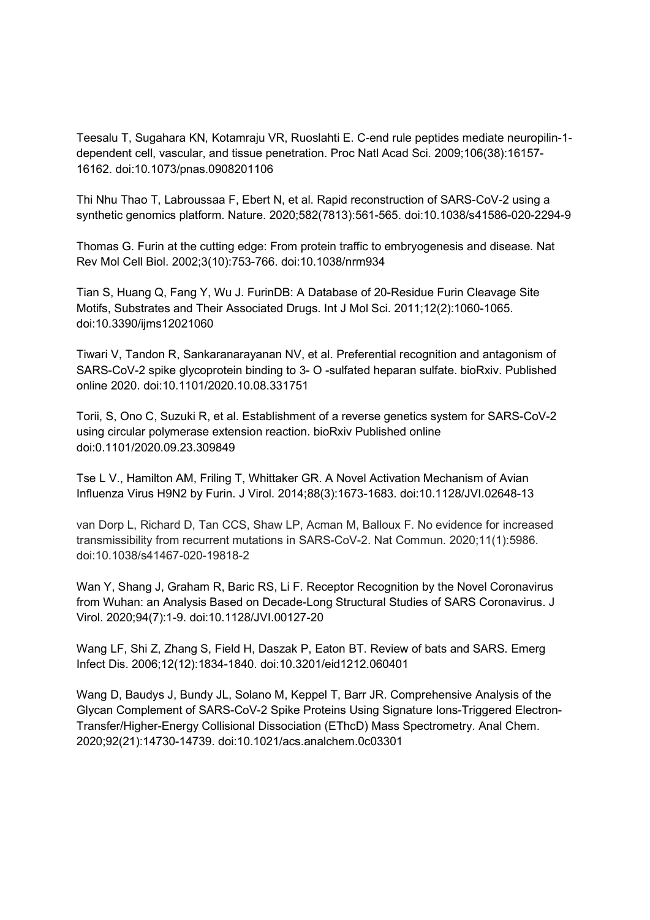Teesalu T, Sugahara KN, Kotamraju VR, Ruoslahti E. C-end rule peptides mediate neuropilin-1-dependent cell, vascular, and tissue penetration. Proc Natl Acad Sci. 2009;106(38):16157-16162. doi:10.1073/pnas.0908201106

Thi Nhu Thao T, Labroussaa F, Ebert N, et al. Rapid reconstruction of SARS-CoV-2 using a synthetic genomics platform. Nature. 2020;582(7813):561-565. doi:10.1038/s41586-020-2294-9

Thomas G. Furin at the cutting edge: From protein traffic to embryogenesis and disease. Nat Rev Mol Cell Biol. 2002;3(10):753-766. doi:10.1038/nrm934

Tian S, Huang Q, Fang Y, Wu J. FurinDB: A Database of 20-Residue Furin Cleavage Site Motifs, Substrates and Their Associated Drugs. Int J Mol Sci. 2011;12(2):1060-1065. doi:10.3390/ijms12021060

Tiwari V, Tandon R, Sankaranarayanan NV, et al. Preferential recognition and antagonism of SARS-CoV-2 spike glycoprotein binding to 3- O -sulfated heparan sulfate. bioRxiv. Published online 2020. doi:10.1101/2020.10.08.331751

Torii, S, Ono C, Suzuki R, et al. Establishment of a reverse genetics system for SARS-CoV-2 using circular polymerase extension reaction. bioRxiv Published online doi:0.1101/2020.09.23.309849

Tse L V., Hamilton AM, Friling T, Whittaker GR. A Novel Activation Mechanism of Avian Influenza Virus H9N2 by Furin. J Virol. 2014;88(3):1673-1683. doi:10.1128/JVI.02648-13

van Dorp L, Richard D, Tan CCS, Shaw LP, Acman M, Balloux F. No evidence for increased transmissibility from recurrent mutations in SARS-CoV-2. Nat Commun. 2020;11(1):5986. doi:10.1038/s41467-020-19818-2

Wan Y, Shang J, Graham R, Baric RS, Li F. Receptor Recognition by the Novel Coronavirus from Wuhan: an Analysis Based on Decade-Long Structural Studies of SARS Coronavirus. J Virol. 2020;94(7):1-9. doi:10.1128/JVI.00127-20

Wang LF, Shi Z, Zhang S, Field H, Daszak P, Eaton BT. Review of bats and SARS. Emerg Infect Dis. 2006;12(12):1834-1840. doi:10.3201/eid1212.060401

Wang D, Baudys J, Bundy JL, Solano M, Keppel T, Barr JR. Comprehensive Analysis of the Glycan Complement of SARS-CoV-2 Spike Proteins Using Signature Ions-Triggered Electron-Transfer/Higher-Energy Collisional Dissociation (EThcD) Mass Spectrometry. Anal Chem. 2020;92(21):14730-14739. doi:10.1021/acs.analchem.0c03301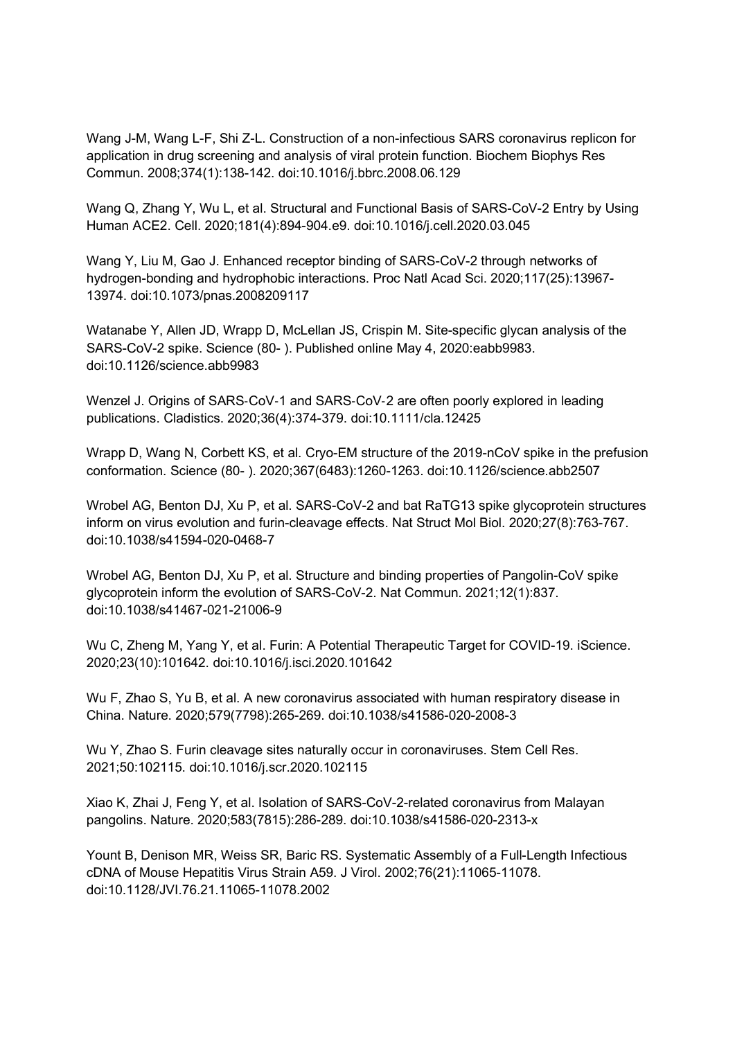Wang J-M, Wang L-F, Shi Z-L. Construction of a non-infectious SARS coronavirus replicon for application in drug screening and analysis of viral protein function. Biochem Biophys Res Commun. 2008;374(1):138-142. doi:10.1016/j.bbrc.2008.06.129

Wang Q, Zhang Y, Wu L, et al. Structural and Functional Basis of SARS-CoV-2 Entry by Using Human ACE2. Cell. 2020;181(4):894-904.e9. doi:10.1016/j.cell.2020.03.045

Wang Y, Liu M, Gao J. Enhanced receptor binding of SARS-CoV-2 through networks of hydrogen-bonding and hydrophobic interactions. Proc Natl Acad Sci. 2020;117(25):13967-13974. doi:10.1073/pnas.2008209117

Watanabe Y, Allen JD, Wrapp D, McLellan JS, Crispin M. Site-specific glycan analysis of the SARS-CoV-2 spike. Science (80- ). Published online May 4, 2020:eabb9983. doi:10.1126/science.abb9983

Wenzel J. Origins of SARS‐CoV‐1 and SARS‐CoV‐2 are often poorly explored in leading publications. Cladistics. 2020;36(4):374-379. doi:10.1111/cla.12425

Wrapp D, Wang N, Corbett KS, et al. Cryo-EM structure of the 2019-nCoV spike in the prefusion conformation. Science (80- ). 2020;367(6483):1260-1263. doi:10.1126/science.abb2507

Wrobel AG, Benton DJ, Xu P, et al. SARS-CoV-2 and bat RaTG13 spike glycoprotein structures inform on virus evolution and furin-cleavage effects. Nat Struct Mol Biol. 2020;27(8):763-767. doi:10.1038/s41594-020-0468-7

Wrobel AG, Benton DJ, Xu P, et al. Structure and binding properties of Pangolin-CoV spike glycoprotein inform the evolution of SARS-CoV-2. Nat Commun. 2021;12(1):837. doi:10.1038/s41467-021-21006-9

Wu C, Zheng M, Yang Y, et al. Furin: A Potential Therapeutic Target for COVID-19. iScience. 2020;23(10):101642. doi:10.1016/j.isci.2020.101642

Wu F, Zhao S, Yu B, et al. A new coronavirus associated with human respiratory disease in China. Nature. 2020;579(7798):265-269. doi:10.1038/s41586-020-2008-3

Wu Y, Zhao S. Furin cleavage sites naturally occur in coronaviruses. Stem Cell Res. 2021;50:102115. doi:10.1016/j.scr.2020.102115

Xiao K, Zhai J, Feng Y, et al. Isolation of SARS-CoV-2-related coronavirus from Malayan pangolins. Nature. 2020;583(7815):286-289. doi:10.1038/s41586-020-2313-x

Yount B, Denison MR, Weiss SR, Baric RS. Systematic Assembly of a Full-Length Infectious cDNA of Mouse Hepatitis Virus Strain A59. J Virol. 2002;76(21):11065-11078. doi:10.1128/JVI.76.21.11065-11078.2002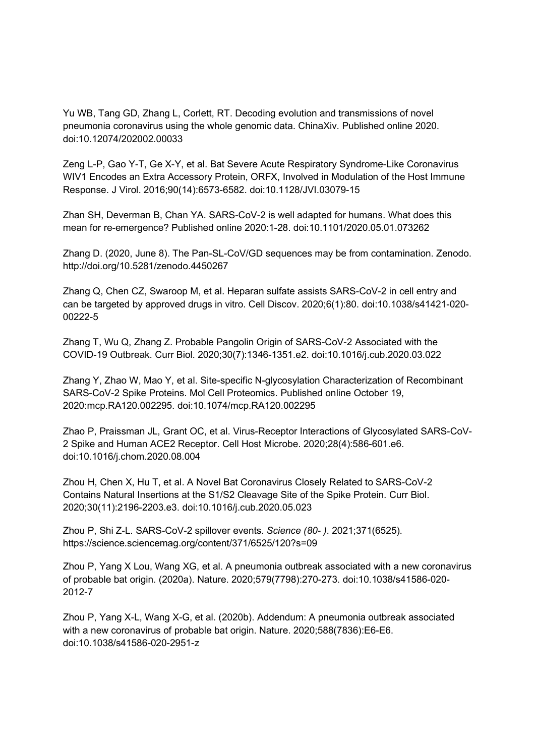Yu WB, Tang GD, Zhang L, Corlett, RT. Decoding evolution and transmissions of novel pneumonia coronavirus using the whole genomic data. ChinaXiv. Published online 2020. doi:10.12074/202002.00033

Zeng L-P, Gao Y-T, Ge X-Y, et al. Bat Severe Acute Respiratory Syndrome-Like Coronavirus WIV1 Encodes an Extra Accessory Protein, ORFX, Involved in Modulation of the Host Immune Response. J Virol. 2016;90(14):6573-6582. doi:10.1128/JVI.03079-15

Zhan SH, Deverman B, Chan YA. SARS-CoV-2 is well adapted for humans. What does this mean for re-emergence? Published online 2020:1-28. doi:10.1101/2020.05.01.073262

Zhang D. (2020, June 8). The Pan-SL-CoV/GD sequences may be from contamination. Zenodo. http://doi.org/10.5281/zenodo.4450267

Zhang Q, Chen CZ, Swaroop M, et al. Heparan sulfate assists SARS-CoV-2 in cell entry and can be targeted by approved drugs in vitro. Cell Discov. 2020;6(1):80. doi:10.1038/s41421-020-00222-5

Zhang T, Wu Q, Zhang Z. Probable Pangolin Origin of SARS-CoV-2 Associated with the COVID-19 Outbreak. Curr Biol. 2020;30(7):1346-1351.e2. doi:10.1016/j.cub.2020.03.022

Zhang Y, Zhao W, Mao Y, et al. Site-specific N-glycosylation Characterization of Recombinant SARS-CoV-2 Spike Proteins. Mol Cell Proteomics. Published online October 19, 2020:mcp.RA120.002295. doi:10.1074/mcp.RA120.002295

Zhao P, Praissman JL, Grant OC, et al. Virus-Receptor Interactions of Glycosylated SARS-CoV-2 Spike and Human ACE2 Receptor. Cell Host Microbe. 2020;28(4):586-601.e6. doi:10.1016/j.chom.2020.08.004

Zhou H, Chen X, Hu T, et al. A Novel Bat Coronavirus Closely Related to SARS-CoV-2 Contains Natural Insertions at the S1/S2 Cleavage Site of the Spike Protein. Curr Biol. 2020;30(11):2196-2203.e3. doi:10.1016/j.cub.2020.05.023

Zhou P, Shi Z-L. SARS-CoV-2 spillover events. *Science (80- )*. 2021;371(6525). https://science.sciencemag.org/content/371/6525/120?s=09

Zhou P, Yang X Lou, Wang XG, et al. A pneumonia outbreak associated with a new coronavirus of probable bat origin. (2020a). Nature. 2020;579(7798):270-273. doi:10.1038/s41586-020-2012-7

Zhou P, Yang X-L, Wang X-G, et al. (2020b). Addendum: A pneumonia outbreak associated with a new coronavirus of probable bat origin. Nature. 2020;588(7836):E6-E6. doi:10.1038/s41586-020-2951-z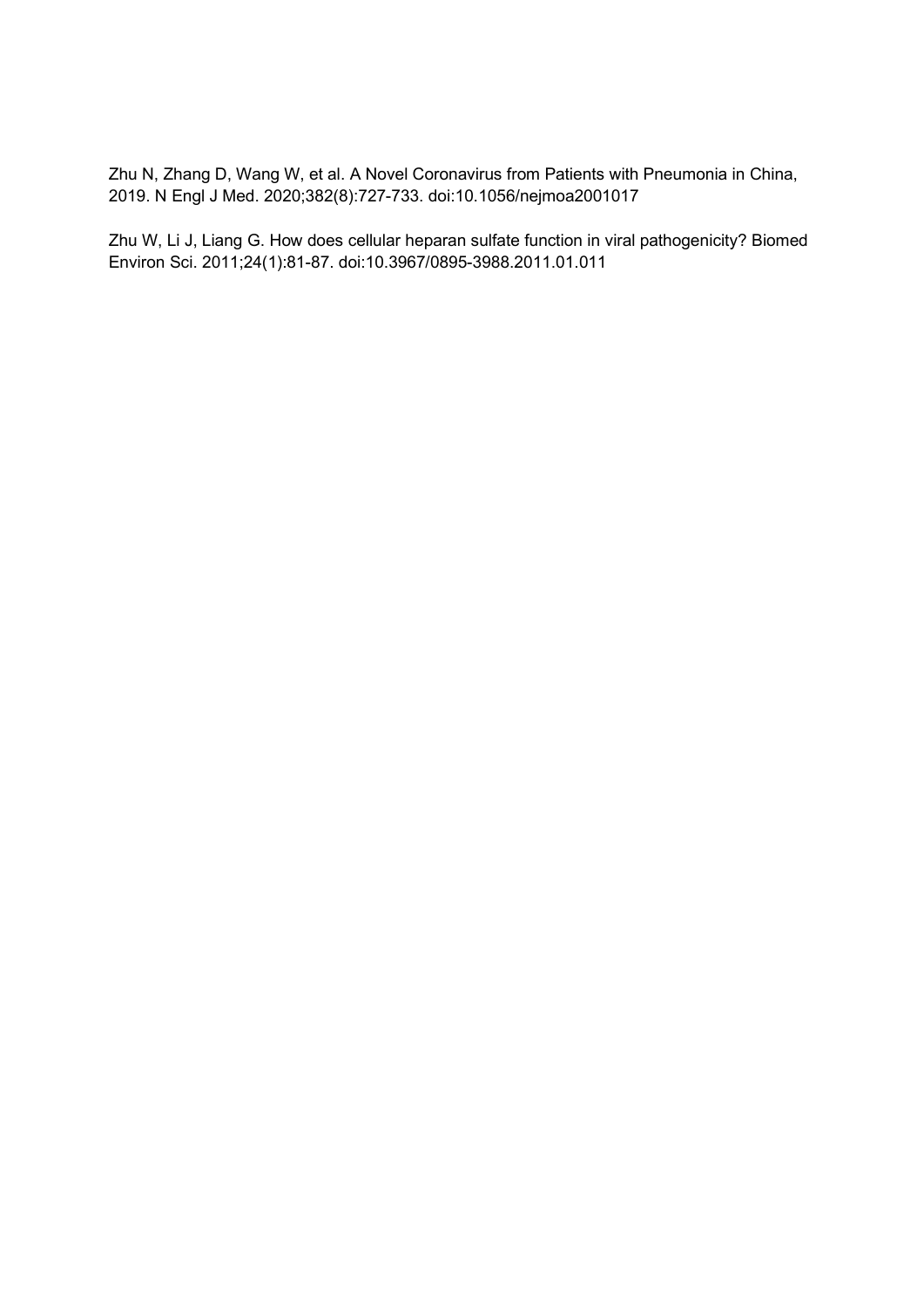Zhu N, Zhang D, Wang W, et al. A Novel Coronavirus from Patients with Pneumonia in China, 2019. N Engl J Med. 2020;382(8):727-733. doi:10.1056/nejmoa2001017

Zhu W, Li J, Liang G. How does cellular heparan sulfate function in viral pathogenicity? Biomed Environ Sci. 2011;24(1):81-87. doi:10.3967/0895-3988.2011.01.011